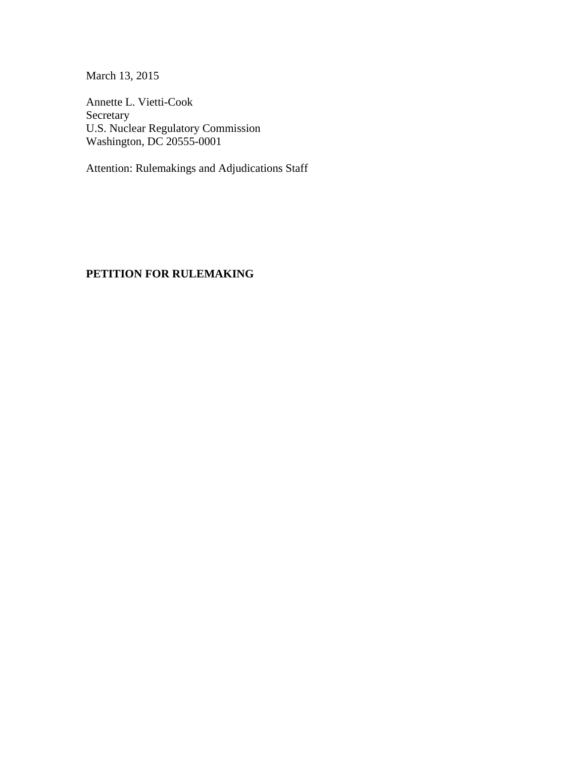March 13, 2015

Annette L. Vietti-Cook
Secretary
U.S. Nuclear Regulatory Commission
Washington, DC 20555-0001

Attention: Rulemakings and Adjudications Staff

**PETITION FOR RULEMAKING**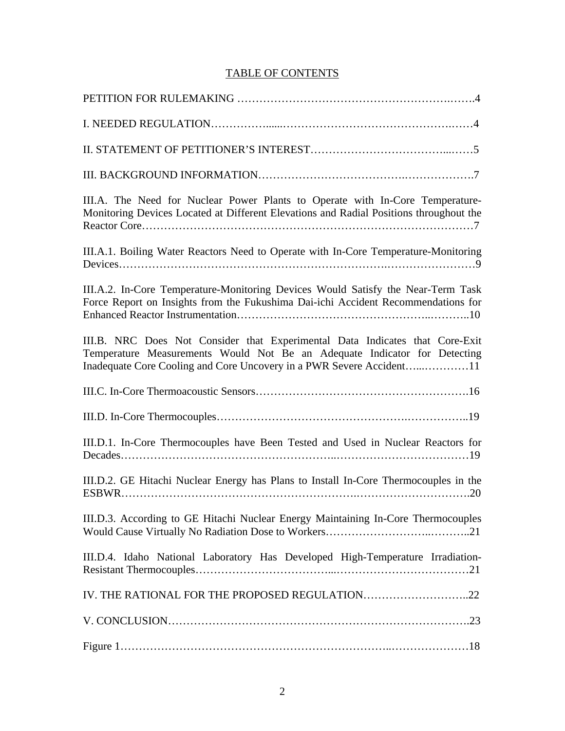# TABLE OF CONTENTS

PETITION FOR RULEMAKING .......................................................4

I. NEEDED REGULATION.......................................................4

II. STATEMENT OF PETITIONER'S INTEREST.......................................................5

III. BACKGROUND INFORMATION.......................................................7

III.A. The Need for Nuclear Power Plants to Operate with In-Core Temperature-Monitoring Devices Located at Different Elevations and Radial Positions throughout the Reactor Core.......................................................7

III.A.1. Boiling Water Reactors Need to Operate with In-Core Temperature-Monitoring Devices.......................................................9

III.A.2. In-Core Temperature-Monitoring Devices Would Satisfy the Near-Term Task Force Report on Insights from the Fukushima Dai-ichi Accident Recommendations for Enhanced Reactor Instrumentation.......................................................10

III.B. NRC Does Not Consider that Experimental Data Indicates that Core-Exit Temperature Measurements Would Not Be an Adequate Indicator for Detecting Inadequate Core Cooling and Core Uncovery in a PWR Severe Accident.......................................................11

III.C. In-Core Thermoacoustic Sensors.......................................................16

III.D. In-Core Thermocouples.......................................................19

III.D.1. In-Core Thermocouples have Been Tested and Used in Nuclear Reactors for Decades.......................................................19

III.D.2. GE Hitachi Nuclear Energy has Plans to Install In-Core Thermocouples in the ESBWR.......................................................20

III.D.3. According to GE Hitachi Nuclear Energy Maintaining In-Core Thermocouples Would Cause Virtually No Radiation Dose to Workers.......................................................21

III.D.4. Idaho National Laboratory Has Developed High-Temperature Irradiation-Resistant Thermocouples.......................................................21

IV. THE RATIONAL FOR THE PROPOSED REGULATION.......................................................22

V. CONCLUSION.......................................................23

Figure 1.......................................................18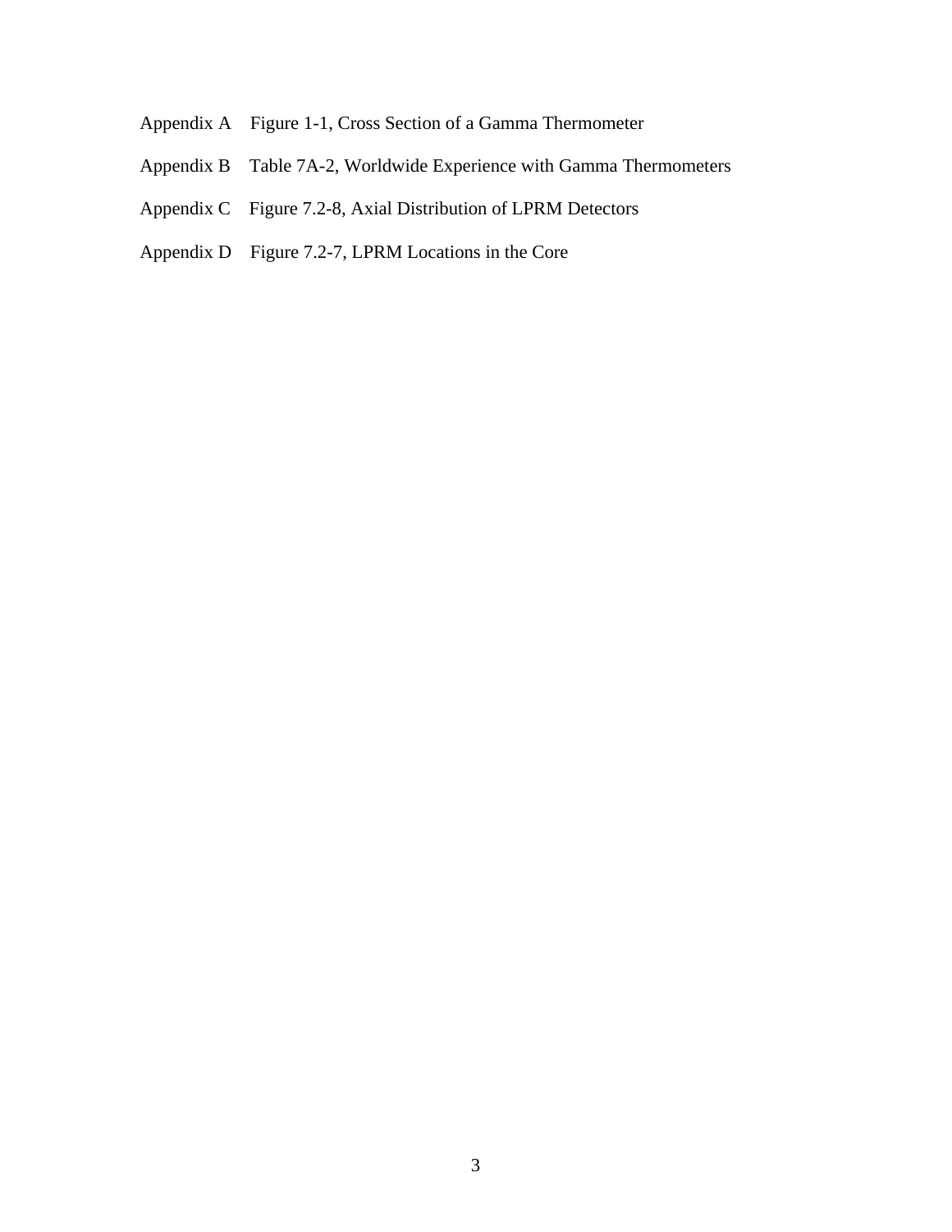Appendix A Figure 1-1, Cross Section of a Gamma Thermometer

Appendix B Table 7A-2, Worldwide Experience with Gamma Thermometers

Appendix C Figure 7.2-8, Axial Distribution of LPRM Detectors

Appendix D Figure 7.2-7, LPRM Locations in the Core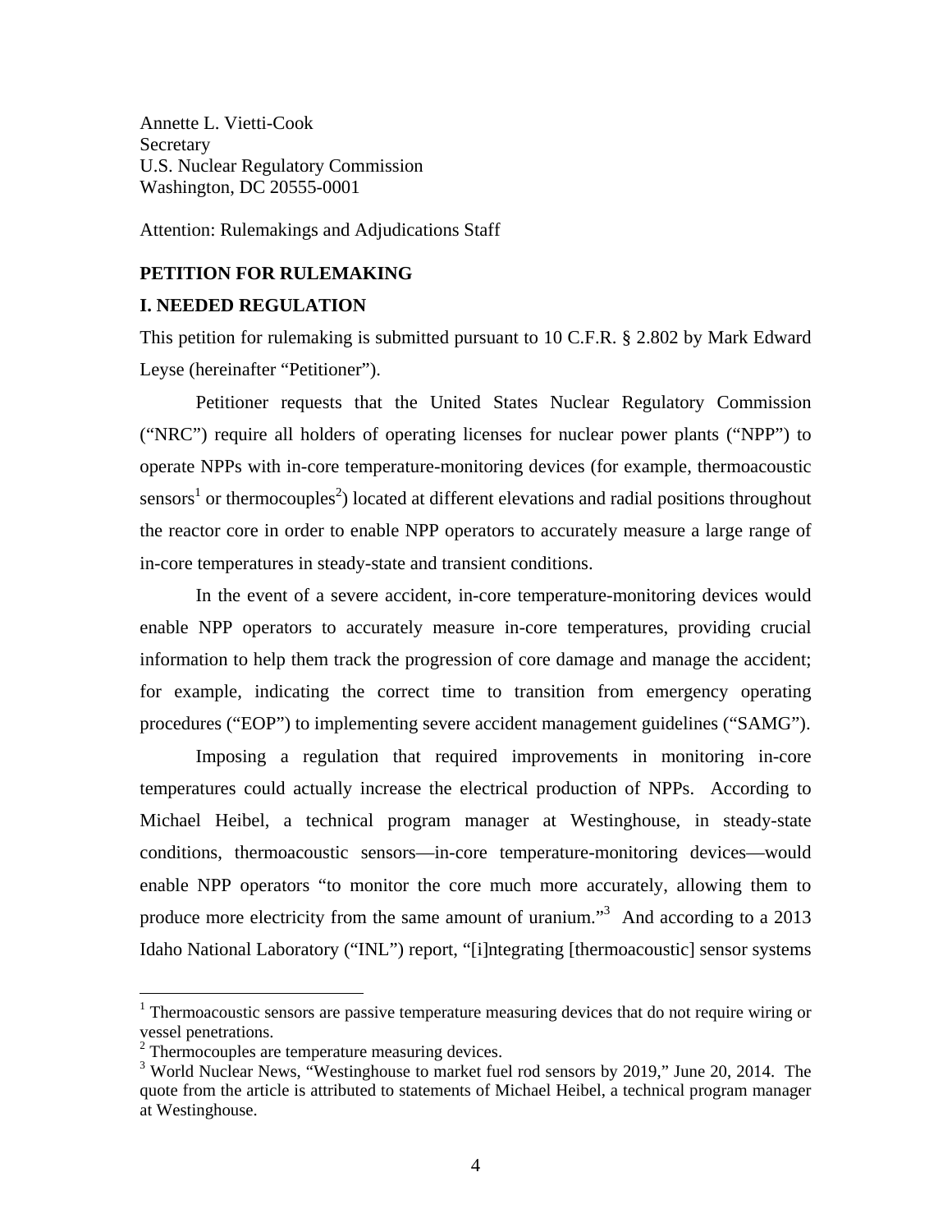Annette L. Vietti-Cook
Secretary
U.S. Nuclear Regulatory Commission
Washington, DC 20555-0001

Attention: Rulemakings and Adjudications Staff

## PETITION FOR RULEMAKING

### I. NEEDED REGULATION

This petition for rulemaking is submitted pursuant to 10 C.F.R. § 2.802 by Mark Edward Leyse (hereinafter "Petitioner").

Petitioner requests that the United States Nuclear Regulatory Commission ("NRC") require all holders of operating licenses for nuclear power plants ("NPP") to operate NPPs with in-core temperature-monitoring devices (for example, thermoacoustic sensors[1] or thermocouples[2]) located at different elevations and radial positions throughout the reactor core in order to enable NPP operators to accurately measure a large range of in-core temperatures in steady-state and transient conditions.

In the event of a severe accident, in-core temperature-monitoring devices would enable NPP operators to accurately measure in-core temperatures, providing crucial information to help them track the progression of core damage and manage the accident; for example, indicating the correct time to transition from emergency operating procedures ("EOP") to implementing severe accident management guidelines ("SAMG").

Imposing a regulation that required improvements in monitoring in-core temperatures could actually increase the electrical production of NPPs. According to Michael Heibel, a technical program manager at Westinghouse, in steady-state conditions, thermoacoustic sensors—in-core temperature-monitoring devices—would enable NPP operators "to monitor the core much more accurately, allowing them to produce more electricity from the same amount of uranium."[3] And according to a 2013 Idaho National Laboratory ("INL") report, "[i]ntegrating [thermoacoustic] sensor systems

---

[1] Thermoacoustic sensors are passive temperature measuring devices that do not require wiring or vessel penetrations.

[2] Thermocouples are temperature measuring devices.

[3] World Nuclear News, "Westinghouse to market fuel rod sensors by 2019," June 20, 2014. The quote from the article is attributed to statements of Michael Heibel, a technical program manager at Westinghouse.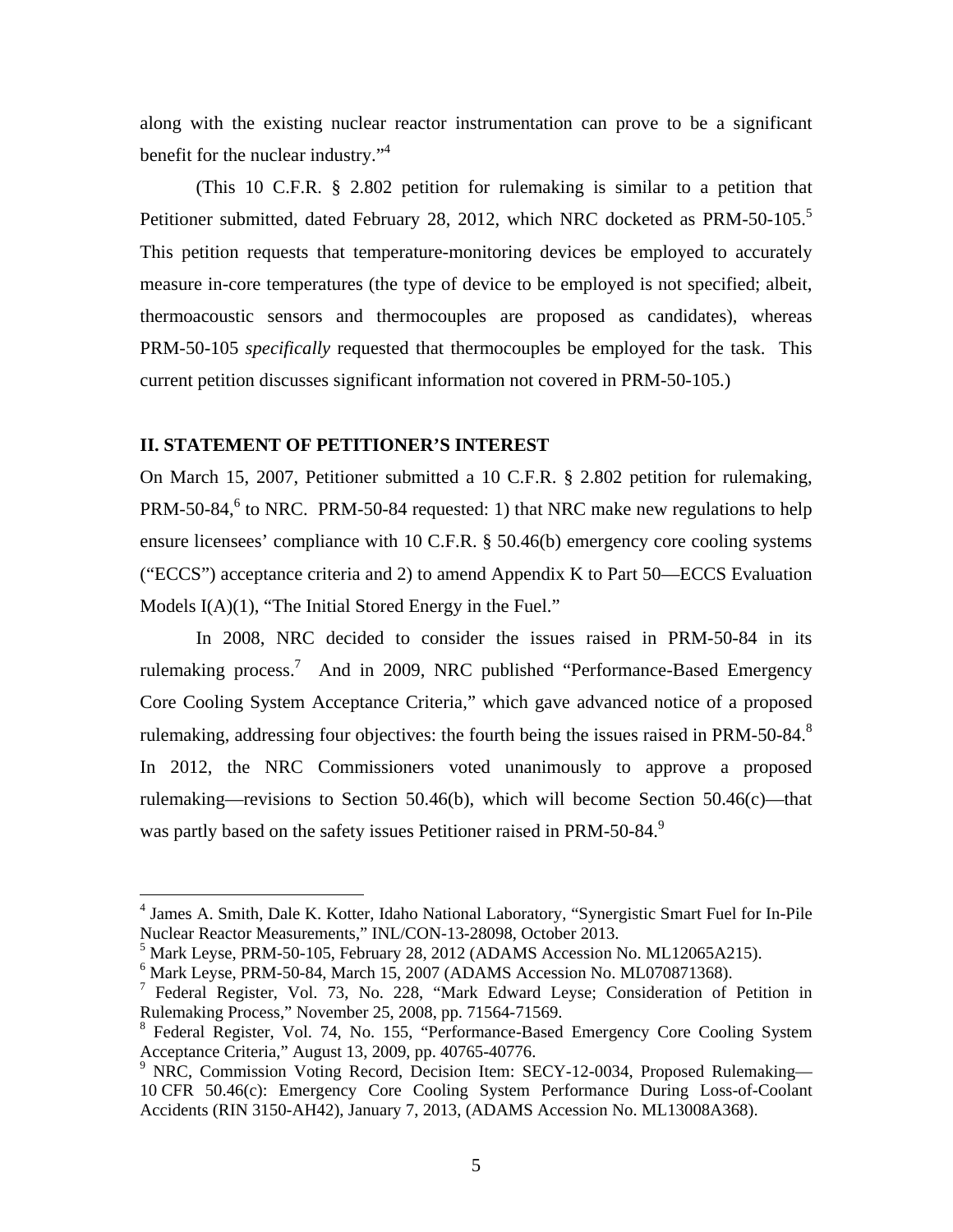along with the existing nuclear reactor instrumentation can prove to be a significant benefit for the nuclear industry."[4]

(This 10 C.F.R. § 2.802 petition for rulemaking is similar to a petition that Petitioner submitted, dated February 28, 2012, which NRC docketed as PRM-50-105.[5] This petition requests that temperature-monitoring devices be employed to accurately measure in-core temperatures (the type of device to be employed is not specified; albeit, thermoacoustic sensors and thermocouples are proposed as candidates), whereas PRM-50-105 *specifically* requested that thermocouples be employed for the task. This current petition discusses significant information not covered in PRM-50-105.)

## II. STATEMENT OF PETITIONER'S INTEREST

On March 15, 2007, Petitioner submitted a 10 C.F.R. § 2.802 petition for rulemaking, PRM-50-84,[6] to NRC. PRM-50-84 requested: 1) that NRC make new regulations to help ensure licensees' compliance with 10 C.F.R. § 50.46(b) emergency core cooling systems ("ECCS") acceptance criteria and 2) to amend Appendix K to Part 50—ECCS Evaluation Models I(A)(1), "The Initial Stored Energy in the Fuel."

In 2008, NRC decided to consider the issues raised in PRM-50-84 in its rulemaking process.[7] And in 2009, NRC published "Performance-Based Emergency Core Cooling System Acceptance Criteria," which gave advanced notice of a proposed rulemaking, addressing four objectives: the fourth being the issues raised in PRM-50-84.[8] In 2012, the NRC Commissioners voted unanimously to approve a proposed rulemaking—revisions to Section 50.46(b), which will become Section 50.46(c)—that was partly based on the safety issues Petitioner raised in PRM-50-84.[9]

---

[4] James A. Smith, Dale K. Kotter, Idaho National Laboratory, "Synergistic Smart Fuel for In-Pile Nuclear Reactor Measurements," INL/CON-13-28098, October 2013.

[5] Mark Leyse, PRM-50-105, February 28, 2012 (ADAMS Accession No. ML12065A215).

[6] Mark Leyse, PRM-50-84, March 15, 2007 (ADAMS Accession No. ML070871368).

[7] Federal Register, Vol. 73, No. 228, "Mark Edward Leyse; Consideration of Petition in Rulemaking Process," November 25, 2008, pp. 71564-71569.

[8] Federal Register, Vol. 74, No. 155, "Performance-Based Emergency Core Cooling System Acceptance Criteria," August 13, 2009, pp. 40765-40776.

[9] NRC, Commission Voting Record, Decision Item: SECY-12-0034, Proposed Rulemaking—10 CFR 50.46(c): Emergency Core Cooling System Performance During Loss-of-Coolant Accidents (RIN 3150-AH42), January 7, 2013, (ADAMS Accession No. ML13008A368).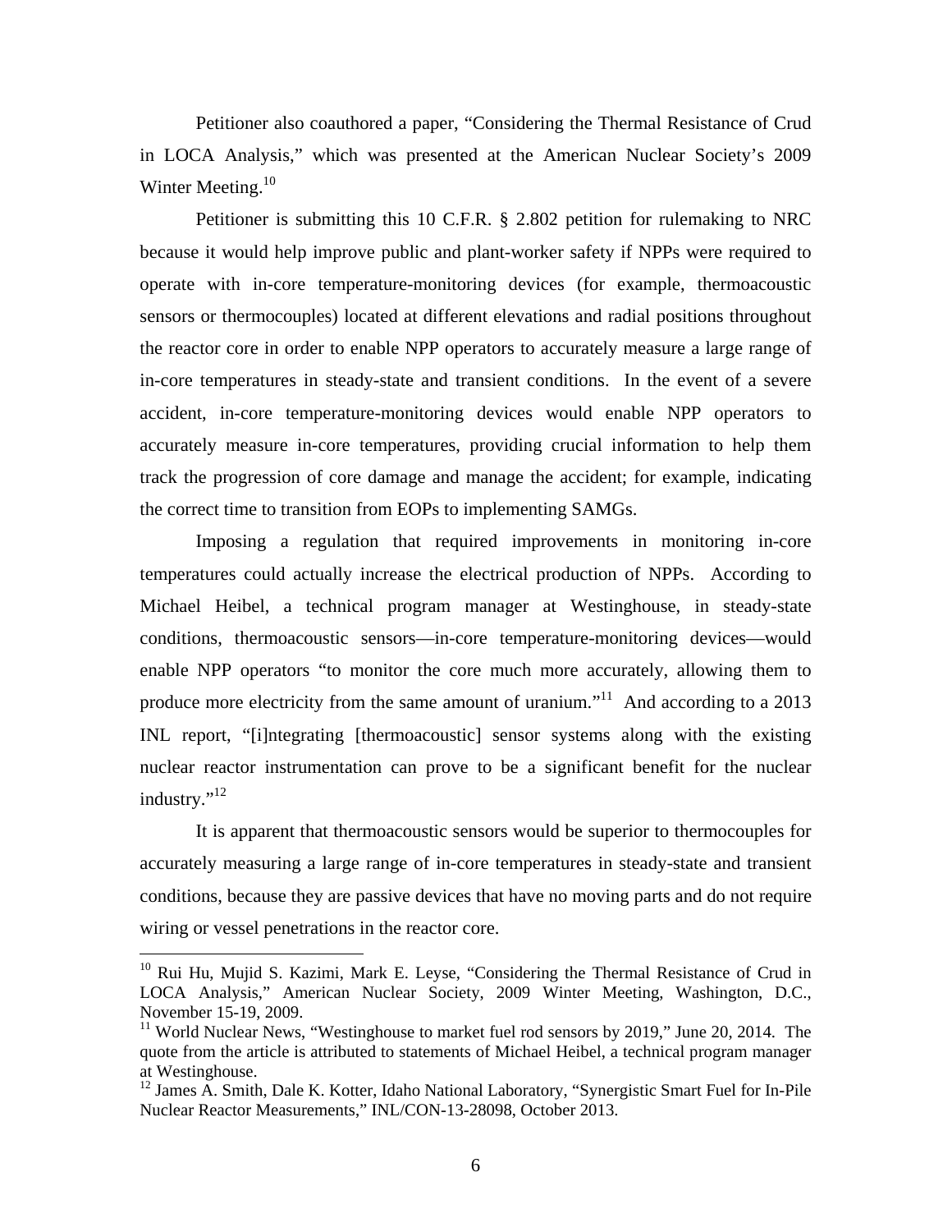Petitioner also coauthored a paper, "Considering the Thermal Resistance of Crud in LOCA Analysis," which was presented at the American Nuclear Society's 2009 Winter Meeting.[10]

Petitioner is submitting this 10 C.F.R. § 2.802 petition for rulemaking to NRC because it would help improve public and plant-worker safety if NPPs were required to operate with in-core temperature-monitoring devices (for example, thermoacoustic sensors or thermocouples) located at different elevations and radial positions throughout the reactor core in order to enable NPP operators to accurately measure a large range of in-core temperatures in steady-state and transient conditions. In the event of a severe accident, in-core temperature-monitoring devices would enable NPP operators to accurately measure in-core temperatures, providing crucial information to help them track the progression of core damage and manage the accident; for example, indicating the correct time to transition from EOPs to implementing SAMGs.

Imposing a regulation that required improvements in monitoring in-core temperatures could actually increase the electrical production of NPPs. According to Michael Heibel, a technical program manager at Westinghouse, in steady-state conditions, thermoacoustic sensors—in-core temperature-monitoring devices—would enable NPP operators "to monitor the core much more accurately, allowing them to produce more electricity from the same amount of uranium."[11] And according to a 2013 INL report, "[i]ntegrating [thermoacoustic] sensor systems along with the existing nuclear reactor instrumentation can prove to be a significant benefit for the nuclear industry."[12]

It is apparent that thermoacoustic sensors would be superior to thermocouples for accurately measuring a large range of in-core temperatures in steady-state and transient conditions, because they are passive devices that have no moving parts and do not require wiring or vessel penetrations in the reactor core.

---

[10] Rui Hu, Mujid S. Kazimi, Mark E. Leyse, "Considering the Thermal Resistance of Crud in LOCA Analysis," American Nuclear Society, 2009 Winter Meeting, Washington, D.C., November 15-19, 2009.

[11] World Nuclear News, "Westinghouse to market fuel rod sensors by 2019," June 20, 2014. The quote from the article is attributed to statements of Michael Heibel, a technical program manager at Westinghouse.

[12] James A. Smith, Dale K. Kotter, Idaho National Laboratory, "Synergistic Smart Fuel for In-Pile Nuclear Reactor Measurements," INL/CON-13-28098, October 2013.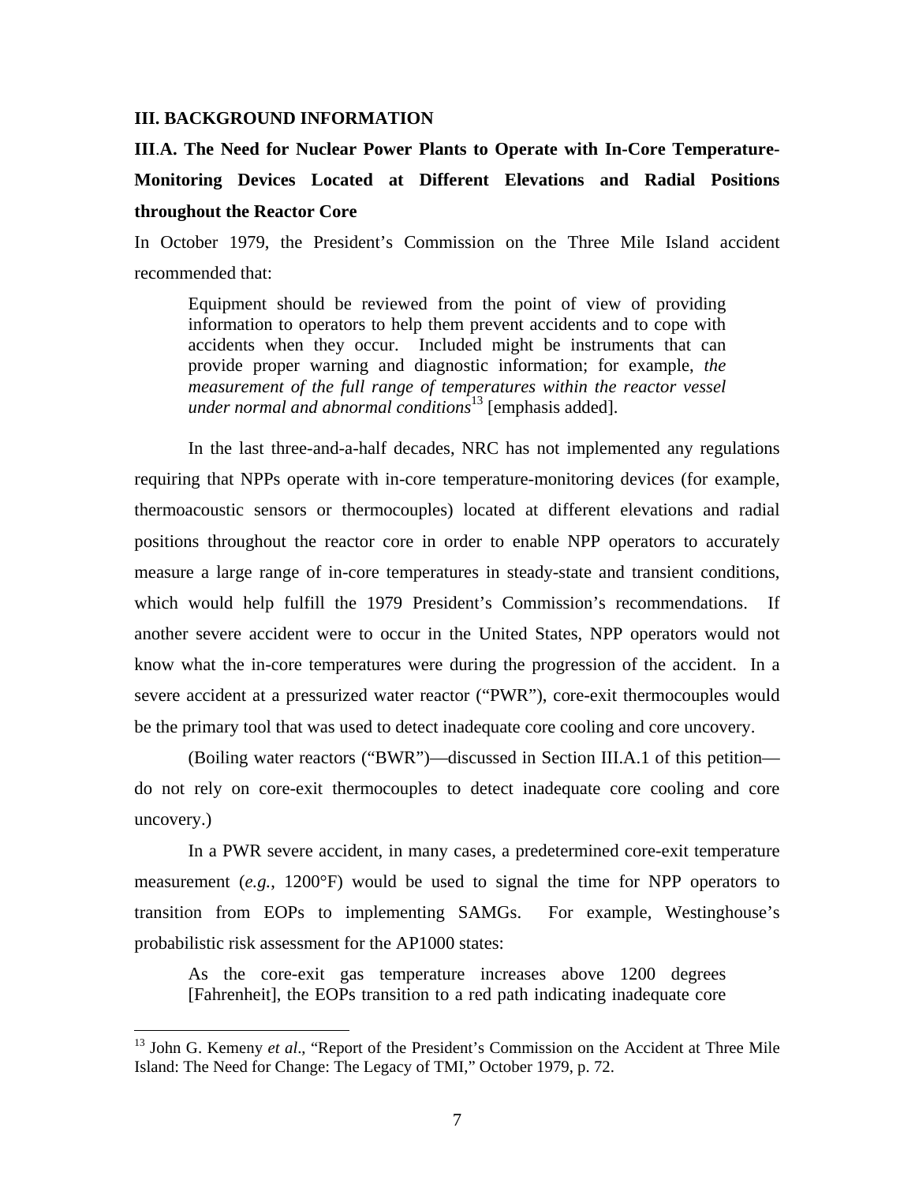## III. BACKGROUND INFORMATION

### III.A. The Need for Nuclear Power Plants to Operate with In-Core Temperature-Monitoring Devices Located at Different Elevations and Radial Positions throughout the Reactor Core

In October 1979, the President's Commission on the Three Mile Island accident recommended that:

> Equipment should be reviewed from the point of view of providing information to operators to help them prevent accidents and to cope with accidents when they occur. Included might be instruments that can provide proper warning and diagnostic information; for example, *the measurement of the full range of temperatures within the reactor vessel under normal and abnormal conditions*[13] [emphasis added].

In the last three-and-a-half decades, NRC has not implemented any regulations requiring that NPPs operate with in-core temperature-monitoring devices (for example, thermoacoustic sensors or thermocouples) located at different elevations and radial positions throughout the reactor core in order to enable NPP operators to accurately measure a large range of in-core temperatures in steady-state and transient conditions, which would help fulfill the 1979 President's Commission's recommendations. If another severe accident were to occur in the United States, NPP operators would not know what the in-core temperatures were during the progression of the accident. In a severe accident at a pressurized water reactor ("PWR"), core-exit thermocouples would be the primary tool that was used to detect inadequate core cooling and core uncovery.

(Boiling water reactors ("BWR")—discussed in Section III.A.1 of this petition—do not rely on core-exit thermocouples to detect inadequate core cooling and core uncovery.)

In a PWR severe accident, in many cases, a predetermined core-exit temperature measurement (*e.g.*, 1200°F) would be used to signal the time for NPP operators to transition from EOPs to implementing SAMGs. For example, Westinghouse's probabilistic risk assessment for the AP1000 states:

> As the core-exit gas temperature increases above 1200 degrees [Fahrenheit], the EOPs transition to a red path indicating inadequate core

[13] John G. Kemeny *et al*., "Report of the President's Commission on the Accident at Three Mile Island: The Need for Change: The Legacy of TMI," October 1979, p. 72.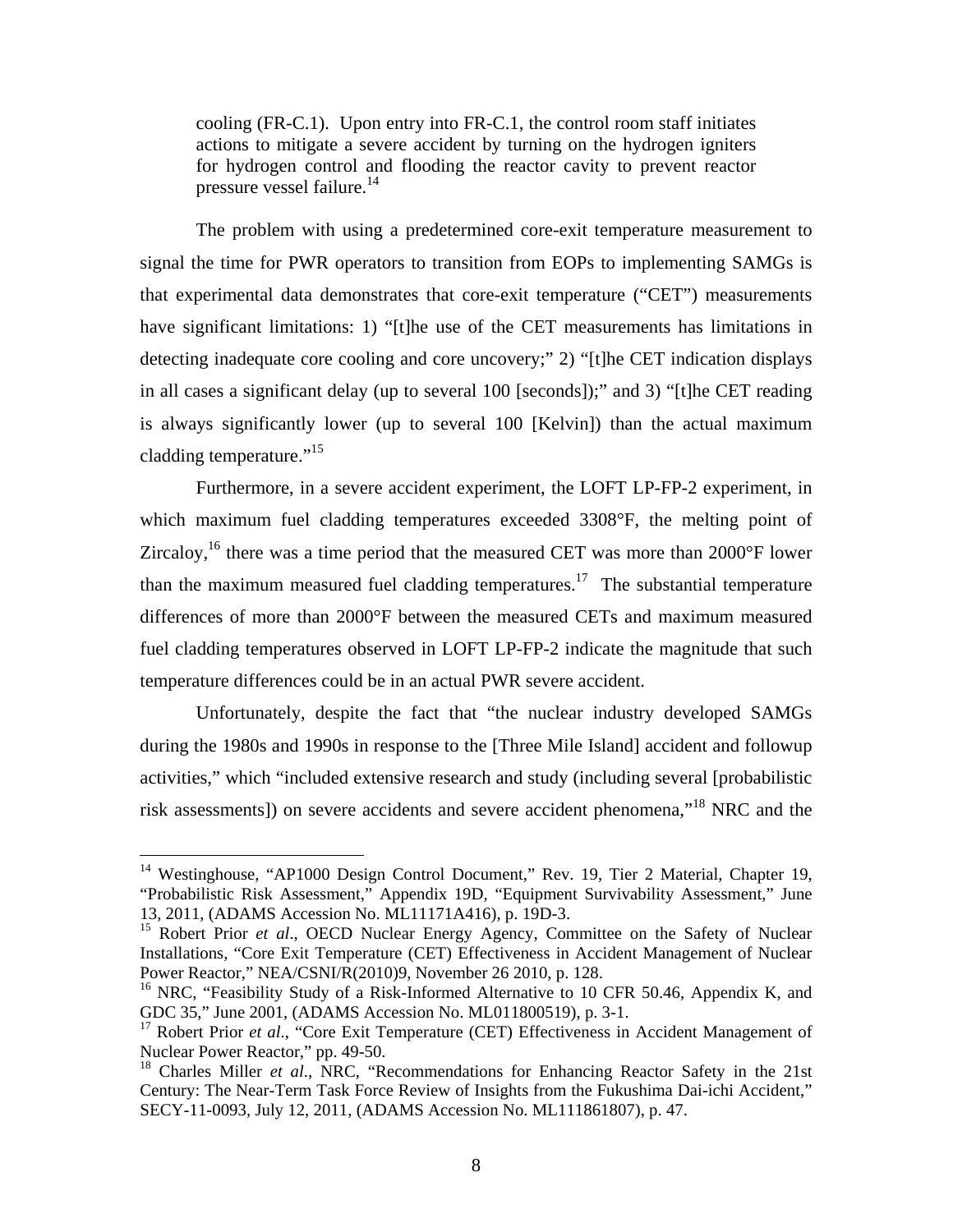> cooling (FR-C.1). Upon entry into FR-C.1, the control room staff initiates actions to mitigate a severe accident by turning on the hydrogen igniters for hydrogen control and flooding the reactor cavity to prevent reactor pressure vessel failure.[14]

The problem with using a predetermined core-exit temperature measurement to signal the time for PWR operators to transition from EOPs to implementing SAMGs is that experimental data demonstrates that core-exit temperature ("CET") measurements have significant limitations: 1) "[t]he use of the CET measurements has limitations in detecting inadequate core cooling and core uncovery;" 2) "[t]he CET indication displays in all cases a significant delay (up to several 100 [seconds]);" and 3) "[t]he CET reading is always significantly lower (up to several 100 [Kelvin]) than the actual maximum cladding temperature."[15]

Furthermore, in a severe accident experiment, the LOFT LP-FP-2 experiment, in which maximum fuel cladding temperatures exceeded 3308°F, the melting point of Zircaloy,[16] there was a time period that the measured CET was more than 2000°F lower than the maximum measured fuel cladding temperatures.[17] The substantial temperature differences of more than 2000°F between the measured CETs and maximum measured fuel cladding temperatures observed in LOFT LP-FP-2 indicate the magnitude that such temperature differences could be in an actual PWR severe accident.

Unfortunately, despite the fact that "the nuclear industry developed SAMGs during the 1980s and 1990s in response to the [Three Mile Island] accident and followup activities," which "included extensive research and study (including several [probabilistic risk assessments]) on severe accidents and severe accident phenomena,"[18] NRC and the

---

[14] Westinghouse, "AP1000 Design Control Document," Rev. 19, Tier 2 Material, Chapter 19, "Probabilistic Risk Assessment," Appendix 19D, "Equipment Survivability Assessment," June 13, 2011, (ADAMS Accession No. ML11171A416), p. 19D-3.

[15] Robert Prior *et al*., OECD Nuclear Energy Agency, Committee on the Safety of Nuclear Installations, "Core Exit Temperature (CET) Effectiveness in Accident Management of Nuclear Power Reactor," NEA/CSNI/R(2010)9, November 26 2010, p. 128.

[16] NRC, "Feasibility Study of a Risk-Informed Alternative to 10 CFR 50.46, Appendix K, and GDC 35," June 2001, (ADAMS Accession No. ML011800519), p. 3-1.

[17] Robert Prior *et al*., "Core Exit Temperature (CET) Effectiveness in Accident Management of Nuclear Power Reactor," pp. 49-50.

[18] Charles Miller *et al*., NRC, "Recommendations for Enhancing Reactor Safety in the 21st Century: The Near-Term Task Force Review of Insights from the Fukushima Dai-ichi Accident," SECY-11-0093, July 12, 2011, (ADAMS Accession No. ML111861807), p. 47.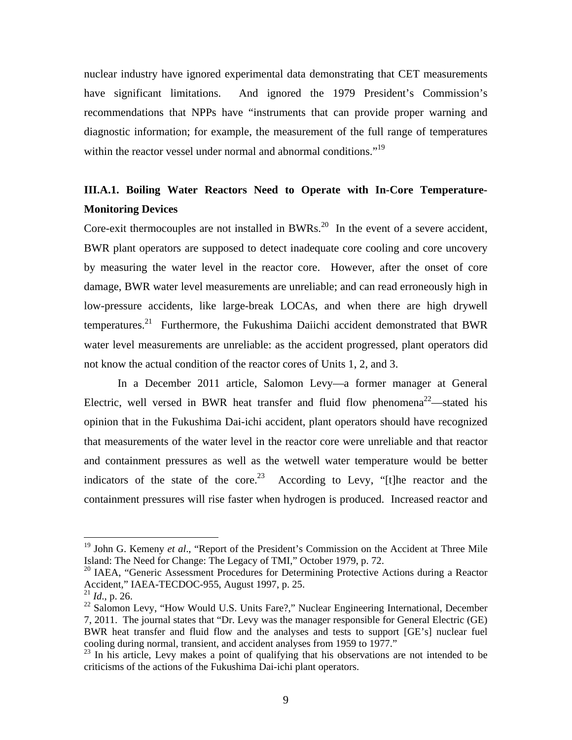nuclear industry have ignored experimental data demonstrating that CET measurements have significant limitations. And ignored the 1979 President's Commission's recommendations that NPPs have "instruments that can provide proper warning and diagnostic information; for example, the measurement of the full range of temperatures within the reactor vessel under normal and abnormal conditions."[19]

### III.A.1. Boiling Water Reactors Need to Operate with In-Core Temperature-Monitoring Devices

Core-exit thermocouples are not installed in BWRs.[20] In the event of a severe accident, BWR plant operators are supposed to detect inadequate core cooling and core uncovery by measuring the water level in the reactor core. However, after the onset of core damage, BWR water level measurements are unreliable; and can read erroneously high in low-pressure accidents, like large-break LOCAs, and when there are high drywell temperatures.[21] Furthermore, the Fukushima Daiichi accident demonstrated that BWR water level measurements are unreliable: as the accident progressed, plant operators did not know the actual condition of the reactor cores of Units 1, 2, and 3.

In a December 2011 article, Salomon Levy—a former manager at General Electric, well versed in BWR heat transfer and fluid flow phenomena[22]—stated his opinion that in the Fukushima Dai-ichi accident, plant operators should have recognized that measurements of the water level in the reactor core were unreliable and that reactor and containment pressures as well as the wetwell water temperature would be better indicators of the state of the core.[23] According to Levy, "[t]he reactor and the containment pressures will rise faster when hydrogen is produced. Increased reactor and

---

[19] John G. Kemeny *et al*., "Report of the President's Commission on the Accident at Three Mile Island: The Need for Change: The Legacy of TMI," October 1979, p. 72.

[20] IAEA, "Generic Assessment Procedures for Determining Protective Actions during a Reactor Accident," IAEA-TECDOC-955, August 1997, p. 25.

[21] *Id*., p. 26.

[22] Salomon Levy, "How Would U.S. Units Fare?," Nuclear Engineering International, December 7, 2011. The journal states that "Dr. Levy was the manager responsible for General Electric (GE) BWR heat transfer and fluid flow and the analyses and tests to support [GE's] nuclear fuel cooling during normal, transient, and accident analyses from 1959 to 1977."

[23] In his article, Levy makes a point of qualifying that his observations are not intended to be criticisms of the actions of the Fukushima Dai-ichi plant operators.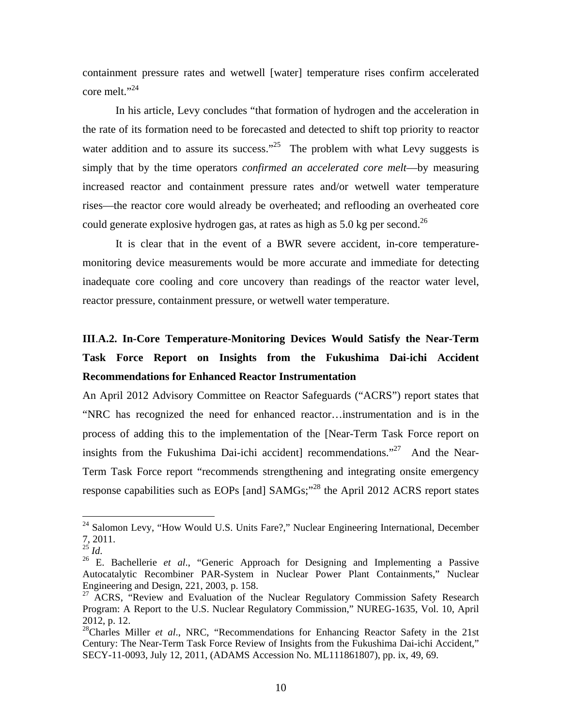containment pressure rates and wetwell [water] temperature rises confirm accelerated core melt."[24]

In his article, Levy concludes "that formation of hydrogen and the acceleration in the rate of its formation need to be forecasted and detected to shift top priority to reactor water addition and to assure its success."[25] The problem with what Levy suggests is simply that by the time operators *confirmed an accelerated core melt*—by measuring increased reactor and containment pressure rates and/or wetwell water temperature rises—the reactor core would already be overheated; and reflooding an overheated core could generate explosive hydrogen gas, at rates as high as 5.0 kg per second.[26]

It is clear that in the event of a BWR severe accident, in-core temperature-monitoring device measurements would be more accurate and immediate for detecting inadequate core cooling and core uncovery than readings of the reactor water level, reactor pressure, containment pressure, or wetwell water temperature.

### III.A.2. In-Core Temperature-Monitoring Devices Would Satisfy the Near-Term Task Force Report on Insights from the Fukushima Dai-ichi Accident Recommendations for Enhanced Reactor Instrumentation

An April 2012 Advisory Committee on Reactor Safeguards ("ACRS") report states that "NRC has recognized the need for enhanced reactor…instrumentation and is in the process of adding this to the implementation of the [Near-Term Task Force report on insights from the Fukushima Dai-ichi accident] recommendations."[27] And the Near-Term Task Force report "recommends strengthening and integrating onsite emergency response capabilities such as EOPs [and] SAMGs;"[28] the April 2012 ACRS report states

---

[24] Salomon Levy, "How Would U.S. Units Fare?," Nuclear Engineering International, December 7, 2011.

[25] *Id*.

[26] E. Bachellerie *et al*., "Generic Approach for Designing and Implementing a Passive Autocatalytic Recombiner PAR-System in Nuclear Power Plant Containments," Nuclear Engineering and Design, 221, 2003, p. 158.

[27] ACRS, "Review and Evaluation of the Nuclear Regulatory Commission Safety Research Program: A Report to the U.S. Nuclear Regulatory Commission," NUREG-1635, Vol. 10, April 2012, p. 12.

[28] Charles Miller *et al*., NRC, "Recommendations for Enhancing Reactor Safety in the 21st Century: The Near-Term Task Force Review of Insights from the Fukushima Dai-ichi Accident," SECY-11-0093, July 12, 2011, (ADAMS Accession No. ML111861807), pp. ix, 49, 69.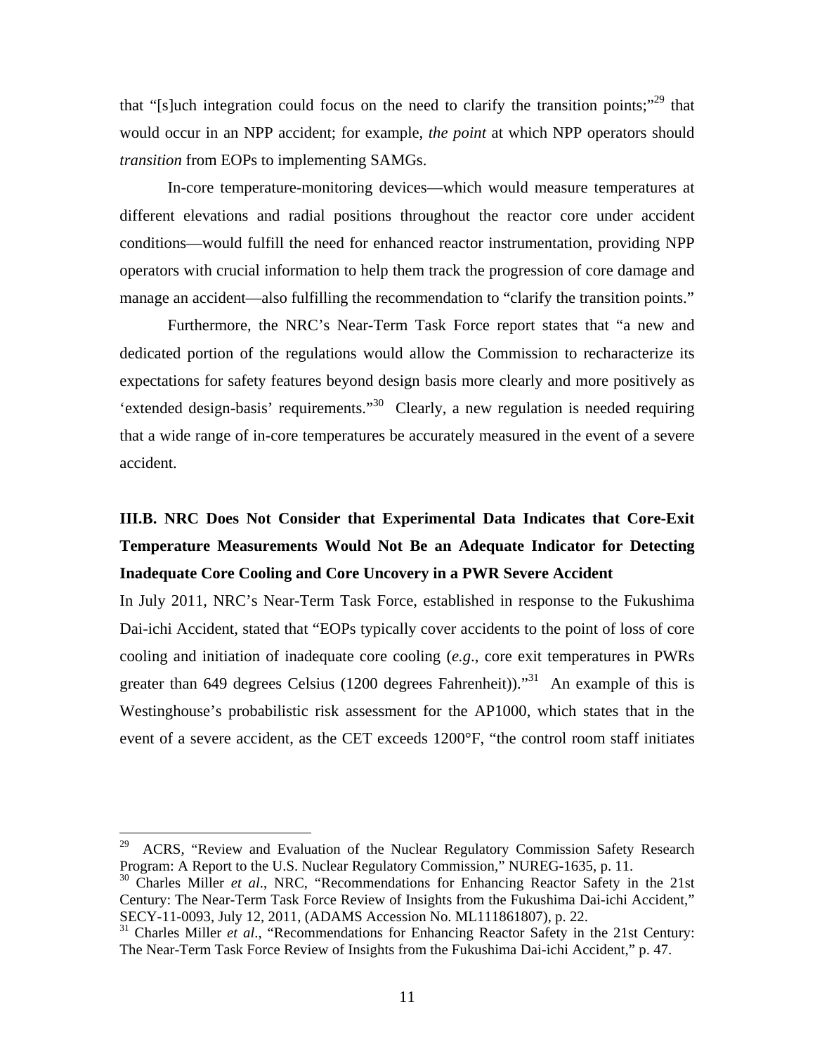that "[s]uch integration could focus on the need to clarify the transition points;"[29] that would occur in an NPP accident; for example, *the point* at which NPP operators should *transition* from EOPs to implementing SAMGs.

In-core temperature-monitoring devices—which would measure temperatures at different elevations and radial positions throughout the reactor core under accident conditions—would fulfill the need for enhanced reactor instrumentation, providing NPP operators with crucial information to help them track the progression of core damage and manage an accident—also fulfilling the recommendation to "clarify the transition points."

Furthermore, the NRC's Near-Term Task Force report states that "a new and dedicated portion of the regulations would allow the Commission to recharacterize its expectations for safety features beyond design basis more clearly and more positively as 'extended design-basis' requirements."[30] Clearly, a new regulation is needed requiring that a wide range of in-core temperatures be accurately measured in the event of a severe accident.

### III.B. NRC Does Not Consider that Experimental Data Indicates that Core-Exit Temperature Measurements Would Not Be an Adequate Indicator for Detecting Inadequate Core Cooling and Core Uncovery in a PWR Severe Accident

In July 2011, NRC's Near-Term Task Force, established in response to the Fukushima Dai-ichi Accident, stated that "EOPs typically cover accidents to the point of loss of core cooling and initiation of inadequate core cooling (*e.g.*, core exit temperatures in PWRs greater than 649 degrees Celsius (1200 degrees Fahrenheit))."[31] An example of this is Westinghouse's probabilistic risk assessment for the AP1000, which states that in the event of a severe accident, as the CET exceeds 1200°F, "the control room staff initiates

---

[29] ACRS, "Review and Evaluation of the Nuclear Regulatory Commission Safety Research Program: A Report to the U.S. Nuclear Regulatory Commission," NUREG-1635, p. 11.

[30] Charles Miller *et al*., NRC, "Recommendations for Enhancing Reactor Safety in the 21st Century: The Near-Term Task Force Review of Insights from the Fukushima Dai-ichi Accident," SECY-11-0093, July 12, 2011, (ADAMS Accession No. ML111861807), p. 22.

[31] Charles Miller *et al*., "Recommendations for Enhancing Reactor Safety in the 21st Century: The Near-Term Task Force Review of Insights from the Fukushima Dai-ichi Accident," p. 47.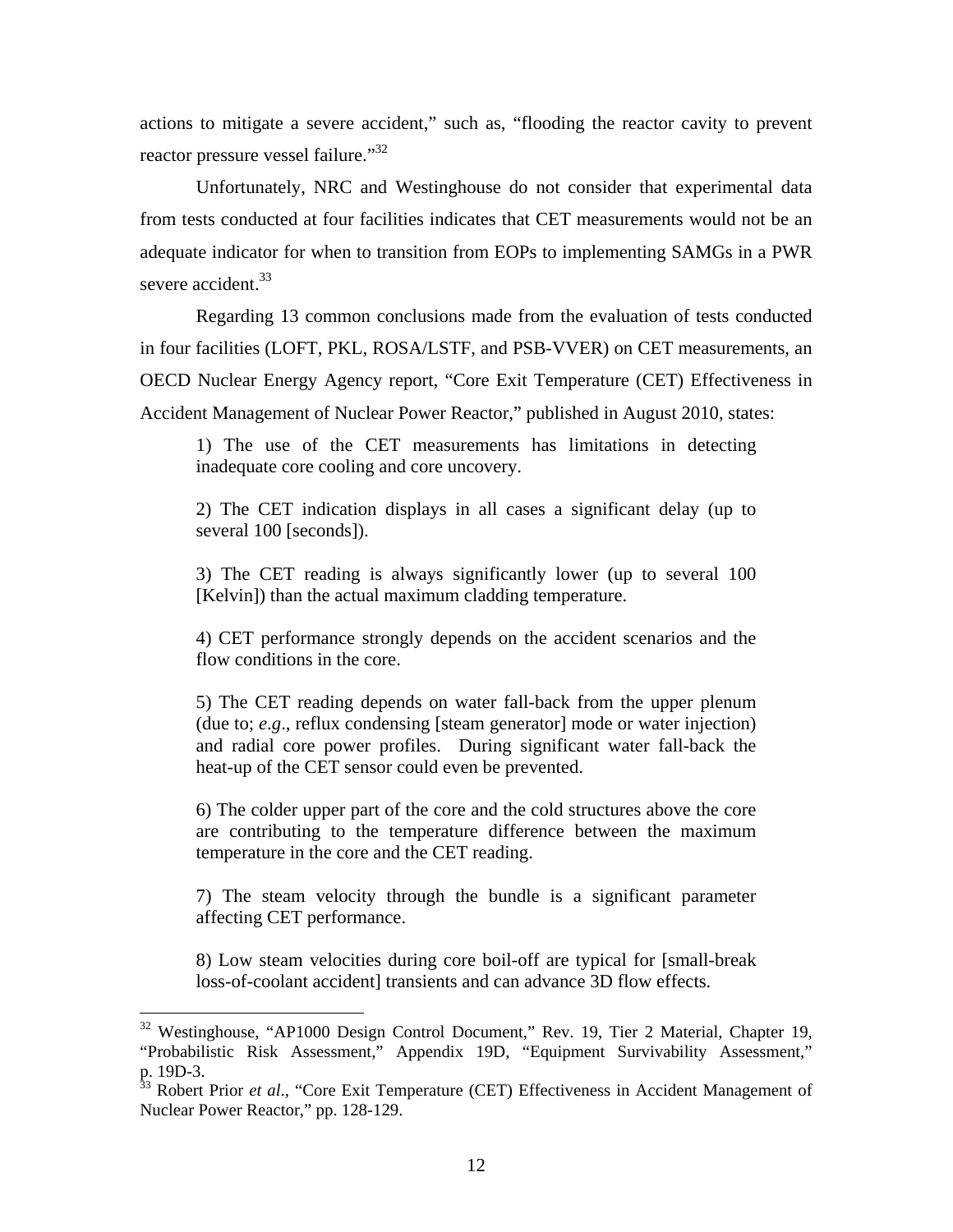actions to mitigate a severe accident," such as, "flooding the reactor cavity to prevent reactor pressure vessel failure."[32]

Unfortunately, NRC and Westinghouse do not consider that experimental data from tests conducted at four facilities indicates that CET measurements would not be an adequate indicator for when to transition from EOPs to implementing SAMGs in a PWR severe accident.[33]

Regarding 13 common conclusions made from the evaluation of tests conducted in four facilities (LOFT, PKL, ROSA/LSTF, and PSB-VVER) on CET measurements, an OECD Nuclear Energy Agency report, "Core Exit Temperature (CET) Effectiveness in Accident Management of Nuclear Power Reactor," published in August 2010, states:

> 1) The use of the CET measurements has limitations in detecting inadequate core cooling and core uncovery.
>
> 2) The CET indication displays in all cases a significant delay (up to several 100 [seconds]).
>
> 3) The CET reading is always significantly lower (up to several 100 [Kelvin]) than the actual maximum cladding temperature.
>
> 4) CET performance strongly depends on the accident scenarios and the flow conditions in the core.
>
> 5) The CET reading depends on water fall-back from the upper plenum (due to; *e.g*., reflux condensing [steam generator] mode or water injection) and radial core power profiles. During significant water fall-back the heat-up of the CET sensor could even be prevented.
>
> 6) The colder upper part of the core and the cold structures above the core are contributing to the temperature difference between the maximum temperature in the core and the CET reading.
>
> 7) The steam velocity through the bundle is a significant parameter affecting CET performance.
>
> 8) Low steam velocities during core boil-off are typical for [small-break loss-of-coolant accident] transients and can advance 3D flow effects.

---

[32] Westinghouse, "AP1000 Design Control Document," Rev. 19, Tier 2 Material, Chapter 19, "Probabilistic Risk Assessment," Appendix 19D, "Equipment Survivability Assessment," p. 19D-3.

[33] Robert Prior *et al*., "Core Exit Temperature (CET) Effectiveness in Accident Management of Nuclear Power Reactor," pp. 128-129.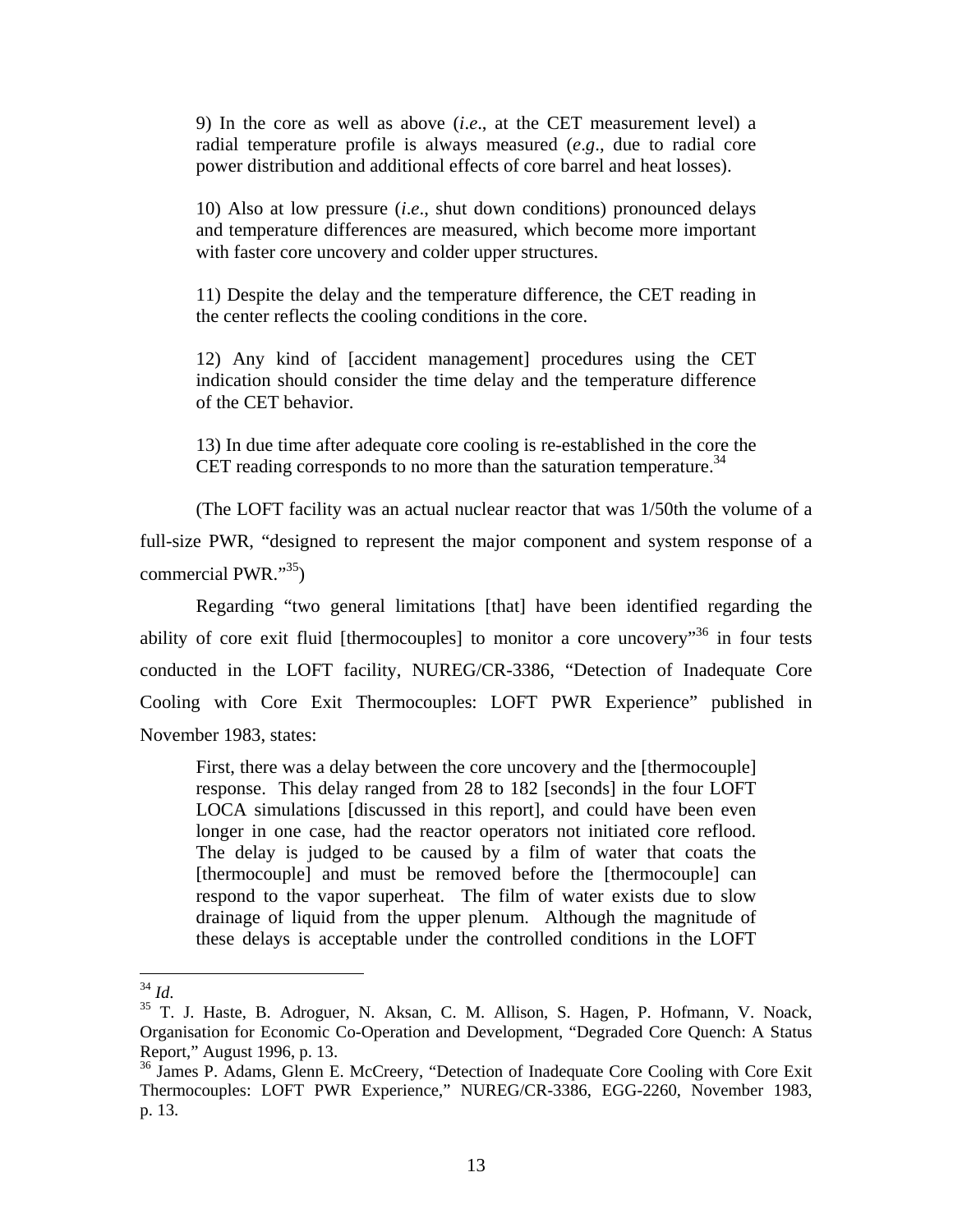> 9) In the core as well as above (*i.e*., at the CET measurement level) a radial temperature profile is always measured (*e.g*., due to radial core power distribution and additional effects of core barrel and heat losses).
>
> 10) Also at low pressure (*i.e*., shut down conditions) pronounced delays and temperature differences are measured, which become more important with faster core uncovery and colder upper structures.
>
> 11) Despite the delay and the temperature difference, the CET reading in the center reflects the cooling conditions in the core.
>
> 12) Any kind of [accident management] procedures using the CET indication should consider the time delay and the temperature difference of the CET behavior.
>
> 13) In due time after adequate core cooling is re-established in the core the CET reading corresponds to no more than the saturation temperature.[34]

(The LOFT facility was an actual nuclear reactor that was 1/50th the volume of a full-size PWR, "designed to represent the major component and system response of a commercial PWR."[35])

Regarding "two general limitations [that] have been identified regarding the ability of core exit fluid [thermocouples] to monitor a core uncovery"[36] in four tests conducted in the LOFT facility, NUREG/CR-3386, "Detection of Inadequate Core Cooling with Core Exit Thermocouples: LOFT PWR Experience" published in November 1983, states:

> First, there was a delay between the core uncovery and the [thermocouple] response. This delay ranged from 28 to 182 [seconds] in the four LOFT LOCA simulations [discussed in this report], and could have been even longer in one case, had the reactor operators not initiated core reflood. The delay is judged to be caused by a film of water that coats the [thermocouple] and must be removed before the [thermocouple] can respond to the vapor superheat. The film of water exists due to slow drainage of liquid from the upper plenum. Although the magnitude of these delays is acceptable under the controlled conditions in the LOFT

---

[34] *Id.*

[35] T. J. Haste, B. Adroguer, N. Aksan, C. M. Allison, S. Hagen, P. Hofmann, V. Noack, Organisation for Economic Co-Operation and Development, "Degraded Core Quench: A Status Report," August 1996, p. 13.

[36] James P. Adams, Glenn E. McCreery, "Detection of Inadequate Core Cooling with Core Exit Thermocouples: LOFT PWR Experience," NUREG/CR-3386, EGG-2260, November 1983, p. 13.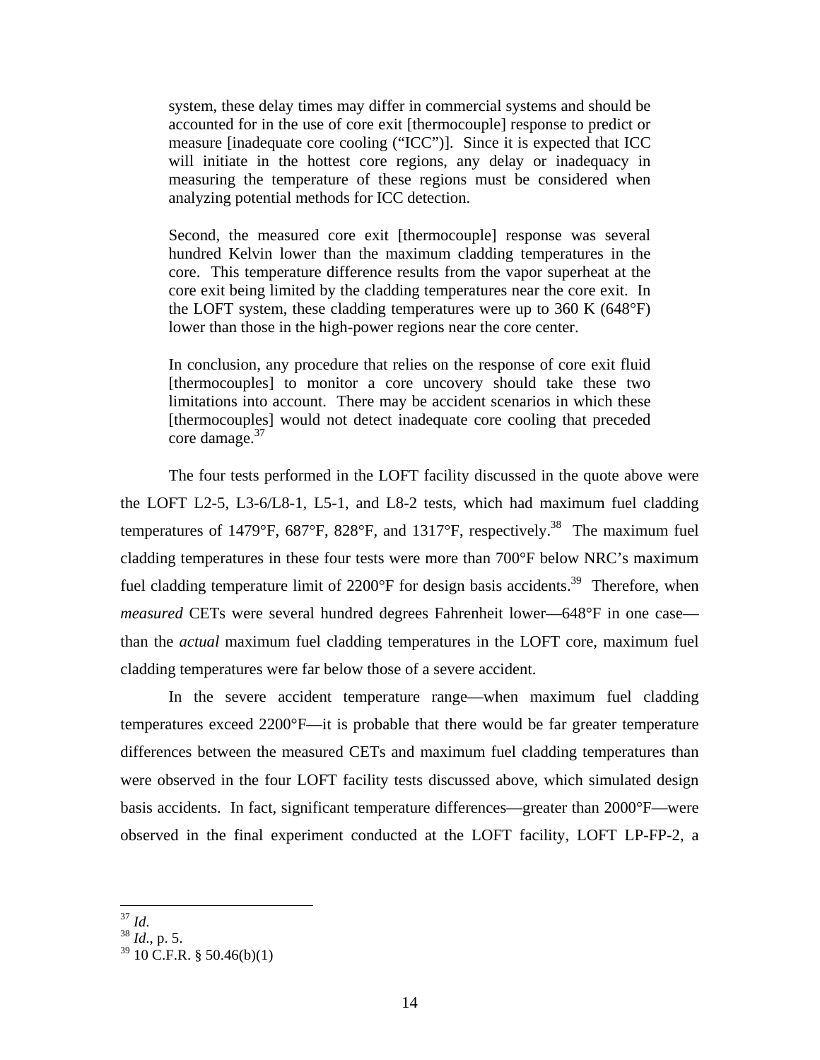> system, these delay times may differ in commercial systems and should be accounted for in the use of core exit [thermocouple] response to predict or measure [inadequate core cooling ("ICC")]. Since it is expected that ICC will initiate in the hottest core regions, any delay or inadequacy in measuring the temperature of these regions must be considered when analyzing potential methods for ICC detection.
>
> Second, the measured core exit [thermocouple] response was several hundred Kelvin lower than the maximum cladding temperatures in the core. This temperature difference results from the vapor superheat at the core exit being limited by the cladding temperatures near the core exit. In the LOFT system, these cladding temperatures were up to 360 K (648°F) lower than those in the high-power regions near the core center.
>
> In conclusion, any procedure that relies on the response of core exit fluid [thermocouples] to monitor a core uncovery should take these two limitations into account. There may be accident scenarios in which these [thermocouples] would not detect inadequate core cooling that preceded core damage.[37]

The four tests performed in the LOFT facility discussed in the quote above were the LOFT L2-5, L3-6/L8-1, L5-1, and L8-2 tests, which had maximum fuel cladding temperatures of 1479°F, 687°F, 828°F, and 1317°F, respectively.[38] The maximum fuel cladding temperatures in these four tests were more than 700°F below NRC's maximum fuel cladding temperature limit of 2200°F for design basis accidents.[39] Therefore, when *measured* CETs were several hundred degrees Fahrenheit lower—648°F in one case—than the *actual* maximum fuel cladding temperatures in the LOFT core, maximum fuel cladding temperatures were far below those of a severe accident.

In the severe accident temperature range—when maximum fuel cladding temperatures exceed 2200°F—it is probable that there would be far greater temperature differences between the measured CETs and maximum fuel cladding temperatures than were observed in the four LOFT facility tests discussed above, which simulated design basis accidents. In fact, significant temperature differences—greater than 2000°F—were observed in the final experiment conducted at the LOFT facility, LOFT LP-FP-2, a

---

[37] *Id.*

[38] *Id.*, p. 5.

[39] 10 C.F.R. § 50.46(b)(1)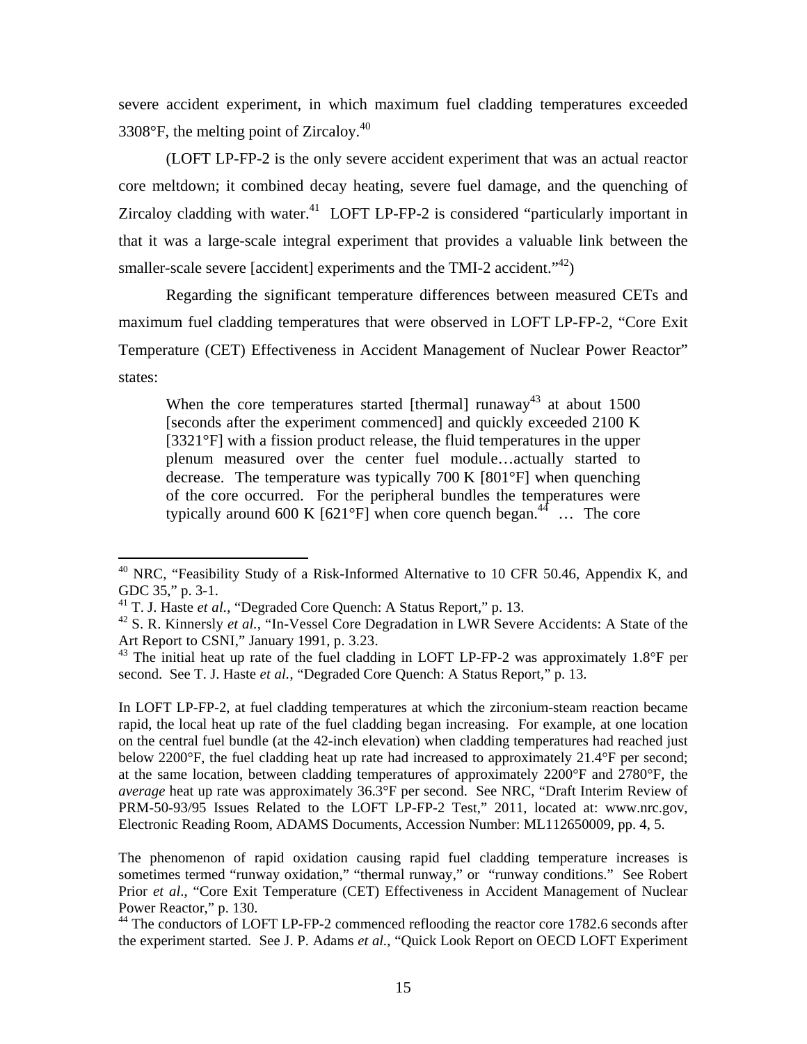severe accident experiment, in which maximum fuel cladding temperatures exceeded 3308°F, the melting point of Zircaloy.[40]

(LOFT LP-FP-2 is the only severe accident experiment that was an actual reactor core meltdown; it combined decay heating, severe fuel damage, and the quenching of Zircaloy cladding with water.[41] LOFT LP-FP-2 is considered "particularly important in that it was a large-scale integral experiment that provides a valuable link between the smaller-scale severe [accident] experiments and the TMI-2 accident."[42])

Regarding the significant temperature differences between measured CETs and maximum fuel cladding temperatures that were observed in LOFT LP-FP-2, "Core Exit Temperature (CET) Effectiveness in Accident Management of Nuclear Power Reactor" states:

> When the core temperatures started [thermal] runaway[43] at about 1500 [seconds after the experiment commenced] and quickly exceeded 2100 K [3321°F] with a fission product release, the fluid temperatures in the upper plenum measured over the center fuel module…actually started to decrease. The temperature was typically 700 K [801°F] when quenching of the core occurred. For the peripheral bundles the temperatures were typically around 600 K [621°F] when core quench began.[44] … The core

---

[40] NRC, "Feasibility Study of a Risk-Informed Alternative to 10 CFR 50.46, Appendix K, and GDC 35," p. 3-1.

[41] T. J. Haste *et al.*, "Degraded Core Quench: A Status Report," p. 13.

[42] S. R. Kinnersly *et al.*, "In-Vessel Core Degradation in LWR Severe Accidents: A State of the Art Report to CSNI," January 1991, p. 3.23.

[43] The initial heat up rate of the fuel cladding in LOFT LP-FP-2 was approximately 1.8°F per second. See T. J. Haste *et al.*, "Degraded Core Quench: A Status Report," p. 13.

In LOFT LP-FP-2, at fuel cladding temperatures at which the zirconium-steam reaction became rapid, the local heat up rate of the fuel cladding began increasing. For example, at one location on the central fuel bundle (at the 42-inch elevation) when cladding temperatures had reached just below 2200°F, the fuel cladding heat up rate had increased to approximately 21.4°F per second; at the same location, between cladding temperatures of approximately 2200°F and 2780°F, the *average* heat up rate was approximately 36.3°F per second. See NRC, "Draft Interim Review of PRM-50-93/95 Issues Related to the LOFT LP-FP-2 Test," 2011, located at: www.nrc.gov, Electronic Reading Room, ADAMS Documents, Accession Number: ML112650009, pp. 4, 5.

The phenomenon of rapid oxidation causing rapid fuel cladding temperature increases is sometimes termed "runway oxidation," "thermal runway," or "runway conditions." See Robert Prior *et al*., "Core Exit Temperature (CET) Effectiveness in Accident Management of Nuclear Power Reactor," p. 130.

[44] The conductors of LOFT LP-FP-2 commenced reflooding the reactor core 1782.6 seconds after the experiment started. See J. P. Adams *et al.*, "Quick Look Report on OECD LOFT Experiment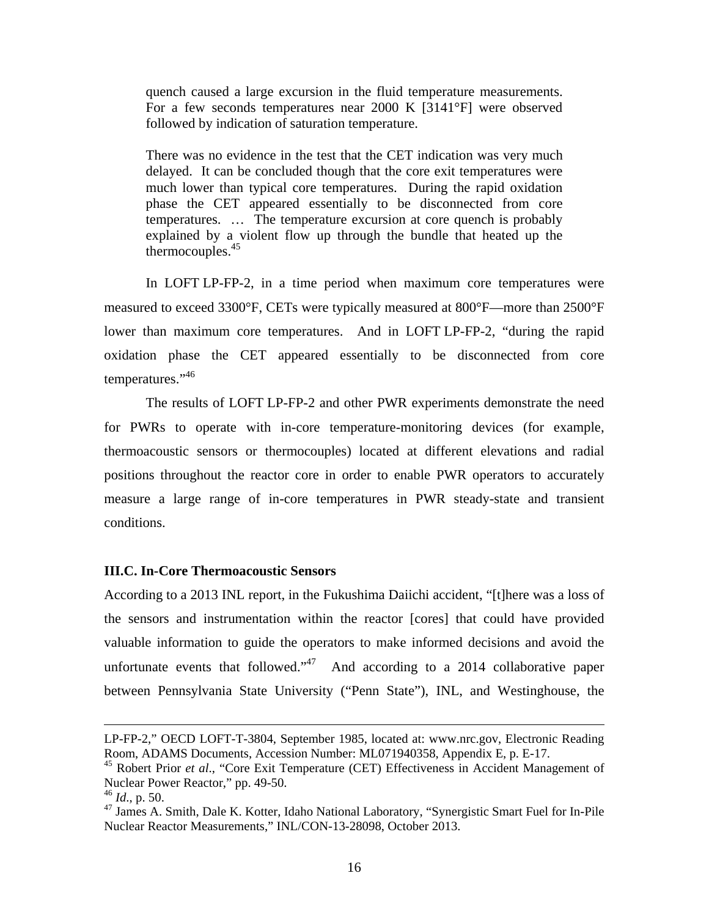> quench caused a large excursion in the fluid temperature measurements. For a few seconds temperatures near 2000 K [3141°F] were observed followed by indication of saturation temperature.
>
> There was no evidence in the test that the CET indication was very much delayed. It can be concluded though that the core exit temperatures were much lower than typical core temperatures. During the rapid oxidation phase the CET appeared essentially to be disconnected from core temperatures. … The temperature excursion at core quench is probably explained by a violent flow up through the bundle that heated up the thermocouples.[45]

In LOFT LP-FP-2, in a time period when maximum core temperatures were measured to exceed 3300°F, CETs were typically measured at 800°F—more than 2500°F lower than maximum core temperatures. And in LOFT LP-FP-2, "during the rapid oxidation phase the CET appeared essentially to be disconnected from core temperatures."[46]

The results of LOFT LP-FP-2 and other PWR experiments demonstrate the need for PWRs to operate with in-core temperature-monitoring devices (for example, thermoacoustic sensors or thermocouples) located at different elevations and radial positions throughout the reactor core in order to enable PWR operators to accurately measure a large range of in-core temperatures in PWR steady-state and transient conditions.

### III.C. In-Core Thermoacoustic Sensors

According to a 2013 INL report, in the Fukushima Daiichi accident, "[t]here was a loss of the sensors and instrumentation within the reactor [cores] that could have provided valuable information to guide the operators to make informed decisions and avoid the unfortunate events that followed."[47] And according to a 2014 collaborative paper between Pennsylvania State University ("Penn State"), INL, and Westinghouse, the

---

LP-FP-2," OECD LOFT-T-3804, September 1985, located at: www.nrc.gov, Electronic Reading Room, ADAMS Documents, Accession Number: ML071940358, Appendix E, p. E-17.

[45] Robert Prior *et al*., "Core Exit Temperature (CET) Effectiveness in Accident Management of Nuclear Power Reactor," pp. 49-50.

[46] *Id*., p. 50.

[47] James A. Smith, Dale K. Kotter, Idaho National Laboratory, "Synergistic Smart Fuel for In-Pile Nuclear Reactor Measurements," INL/CON-13-28098, October 2013.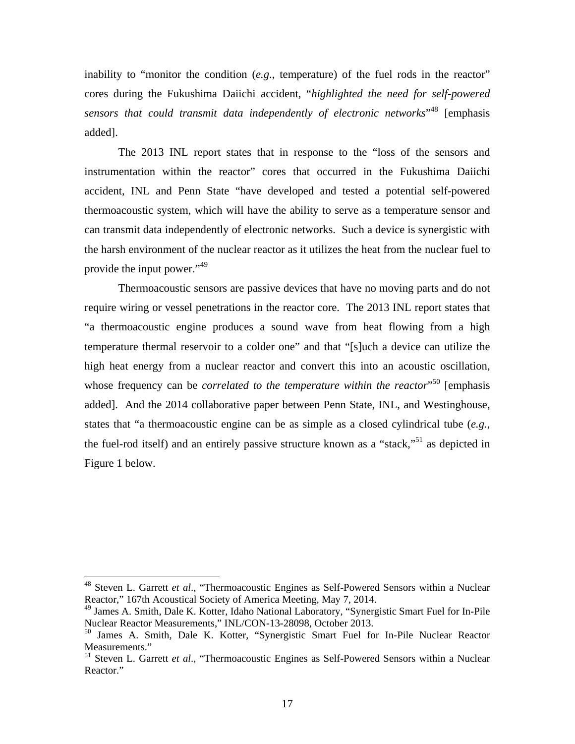inability to "monitor the condition (*e.g*., temperature) of the fuel rods in the reactor" cores during the Fukushima Daiichi accident, "*highlighted the need for self-powered sensors that could transmit data independently of electronic networks*"[48] [emphasis added].

The 2013 INL report states that in response to the "loss of the sensors and instrumentation within the reactor" cores that occurred in the Fukushima Daiichi accident, INL and Penn State "have developed and tested a potential self-powered thermoacoustic system, which will have the ability to serve as a temperature sensor and can transmit data independently of electronic networks. Such a device is synergistic with the harsh environment of the nuclear reactor as it utilizes the heat from the nuclear fuel to provide the input power."[49]

Thermoacoustic sensors are passive devices that have no moving parts and do not require wiring or vessel penetrations in the reactor core. The 2013 INL report states that "a thermoacoustic engine produces a sound wave from heat flowing from a high temperature thermal reservoir to a colder one" and that "[s]uch a device can utilize the high heat energy from a nuclear reactor and convert this into an acoustic oscillation, whose frequency can be *correlated to the temperature within the reactor*"[50] [emphasis added]. And the 2014 collaborative paper between Penn State, INL, and Westinghouse, states that "a thermoacoustic engine can be as simple as a closed cylindrical tube (*e.g.*, the fuel-rod itself) and an entirely passive structure known as a "stack,"[51] as depicted in Figure 1 below.

---

[48] Steven L. Garrett *et al*., "Thermoacoustic Engines as Self-Powered Sensors within a Nuclear Reactor," 167th Acoustical Society of America Meeting, May 7, 2014.

[49] James A. Smith, Dale K. Kotter, Idaho National Laboratory, "Synergistic Smart Fuel for In-Pile Nuclear Reactor Measurements," INL/CON-13-28098, October 2013.

[50] James A. Smith, Dale K. Kotter, "Synergistic Smart Fuel for In-Pile Nuclear Reactor Measurements."

[51] Steven L. Garrett *et al*., "Thermoacoustic Engines as Self-Powered Sensors within a Nuclear Reactor."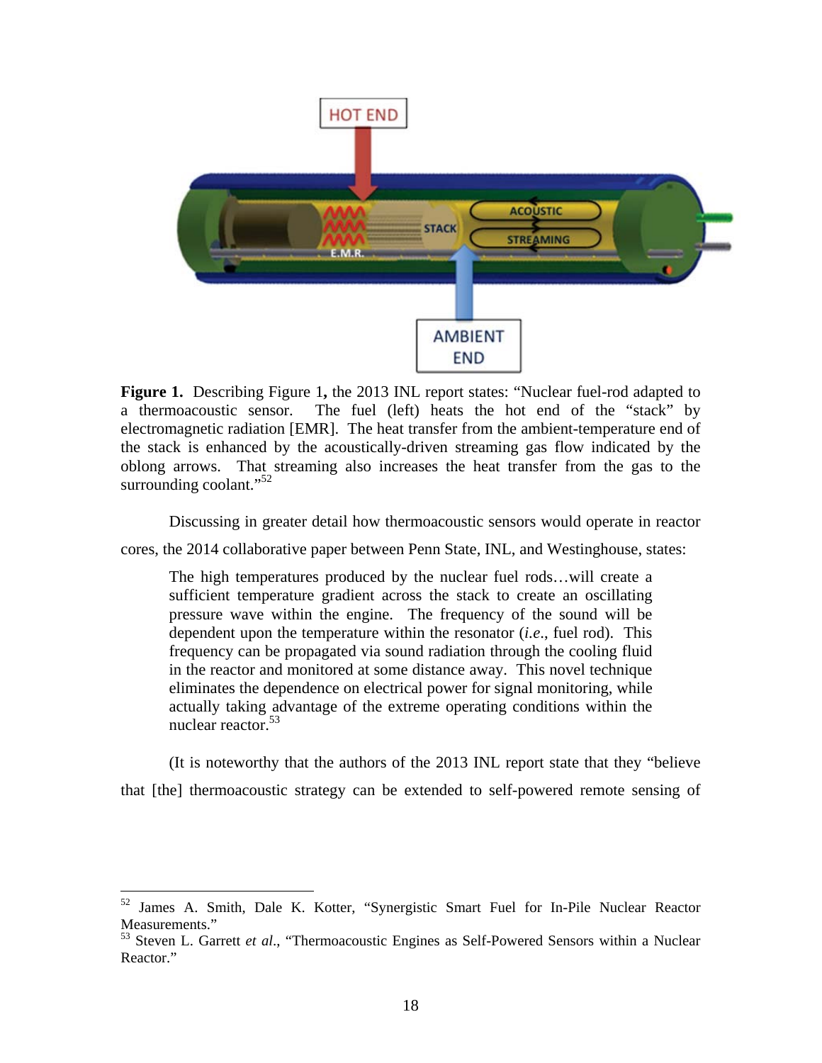**Figure 1.** Describing Figure 1**,** the 2013 INL report states: "Nuclear fuel-rod adapted to a thermoacoustic sensor. The fuel (left) heats the hot end of the "stack" by electromagnetic radiation [EMR]. The heat transfer from the ambient-temperature end of the stack is enhanced by the acoustically-driven streaming gas flow indicated by the oblong arrows. That streaming also increases the heat transfer from the gas to the surrounding coolant."[52]

Discussing in greater detail how thermoacoustic sensors would operate in reactor cores, the 2014 collaborative paper between Penn State, INL, and Westinghouse, states:

> The high temperatures produced by the nuclear fuel rods…will create a sufficient temperature gradient across the stack to create an oscillating pressure wave within the engine. The frequency of the sound will be dependent upon the temperature within the resonator (*i.e.*, fuel rod). This frequency can be propagated via sound radiation through the cooling fluid in the reactor and monitored at some distance away. This novel technique eliminates the dependence on electrical power for signal monitoring, while actually taking advantage of the extreme operating conditions within the nuclear reactor.[53]

(It is noteworthy that the authors of the 2013 INL report state that they "believe that [the] thermoacoustic strategy can be extended to self-powered remote sensing of

---

[52] James A. Smith, Dale K. Kotter, "Synergistic Smart Fuel for In-Pile Nuclear Reactor Measurements."

[53] Steven L. Garrett *et al*., "Thermoacoustic Engines as Self-Powered Sensors within a Nuclear Reactor."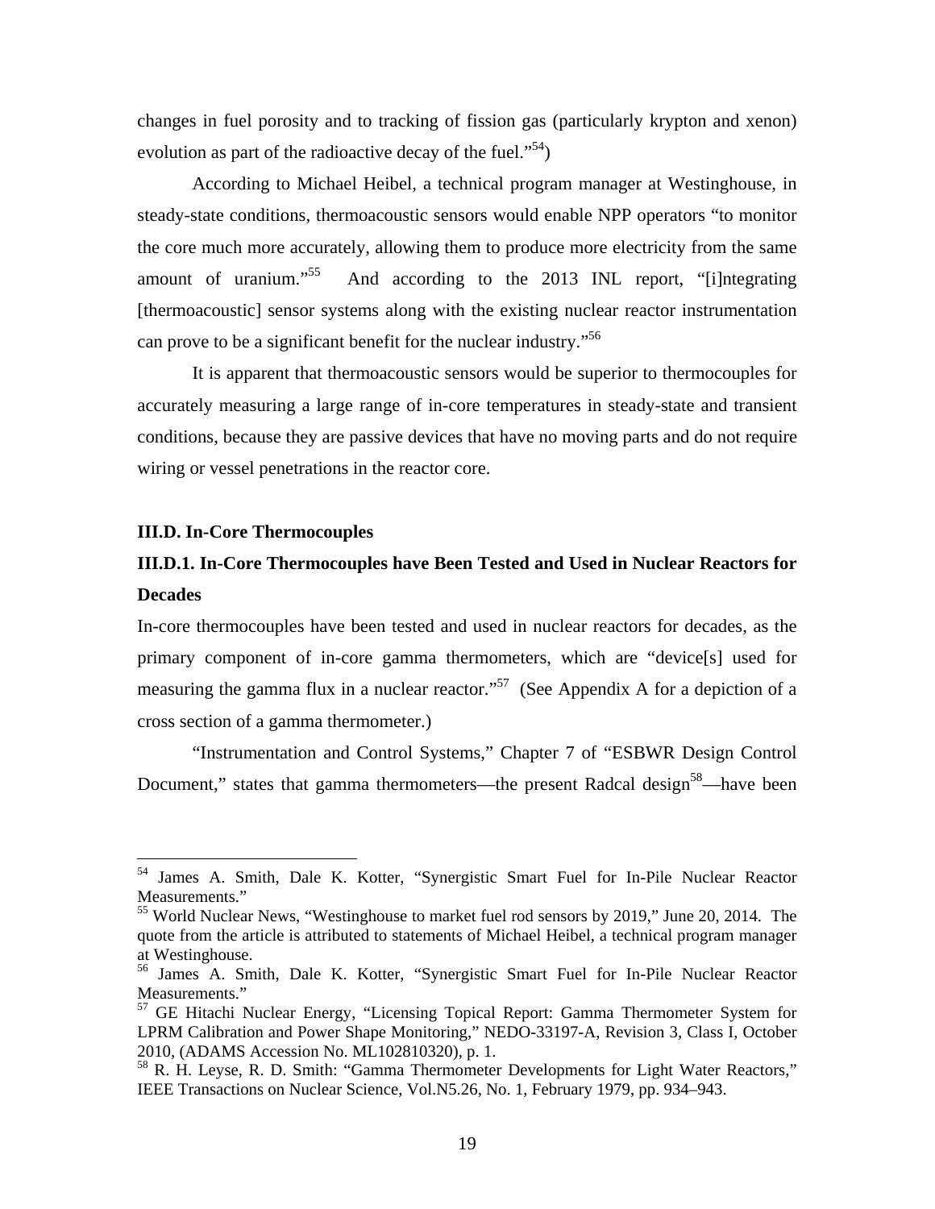changes in fuel porosity and to tracking of fission gas (particularly krypton and xenon) evolution as part of the radioactive decay of the fuel."[54])

According to Michael Heibel, a technical program manager at Westinghouse, in steady-state conditions, thermoacoustic sensors would enable NPP operators "to monitor the core much more accurately, allowing them to produce more electricity from the same amount of uranium."[55] And according to the 2013 INL report, "[i]ntegrating [thermoacoustic] sensor systems along with the existing nuclear reactor instrumentation can prove to be a significant benefit for the nuclear industry."[56]

It is apparent that thermoacoustic sensors would be superior to thermocouples for accurately measuring a large range of in-core temperatures in steady-state and transient conditions, because they are passive devices that have no moving parts and do not require wiring or vessel penetrations in the reactor core.

**III.D. In-Core Thermocouples**

**III.D.1. In-Core Thermocouples have Been Tested and Used in Nuclear Reactors for Decades**

In-core thermocouples have been tested and used in nuclear reactors for decades, as the primary component of in-core gamma thermometers, which are "device[s] used for measuring the gamma flux in a nuclear reactor."[57] (See Appendix A for a depiction of a cross section of a gamma thermometer.)

"Instrumentation and Control Systems," Chapter 7 of "ESBWR Design Control Document," states that gamma thermometers—the present Radcal design[58]—have been

---

[54] James A. Smith, Dale K. Kotter, "Synergistic Smart Fuel for In-Pile Nuclear Reactor Measurements."

[55] World Nuclear News, "Westinghouse to market fuel rod sensors by 2019," June 20, 2014. The quote from the article is attributed to statements of Michael Heibel, a technical program manager at Westinghouse.

[56] James A. Smith, Dale K. Kotter, "Synergistic Smart Fuel for In-Pile Nuclear Reactor Measurements."

[57] GE Hitachi Nuclear Energy, "Licensing Topical Report: Gamma Thermometer System for LPRM Calibration and Power Shape Monitoring," NEDO-33197-A, Revision 3, Class I, October 2010, (ADAMS Accession No. ML102810320), p. 1.

[58] R. H. Leyse, R. D. Smith: "Gamma Thermometer Developments for Light Water Reactors," IEEE Transactions on Nuclear Science, Vol.N5.26, No. 1, February 1979, pp. 934–943.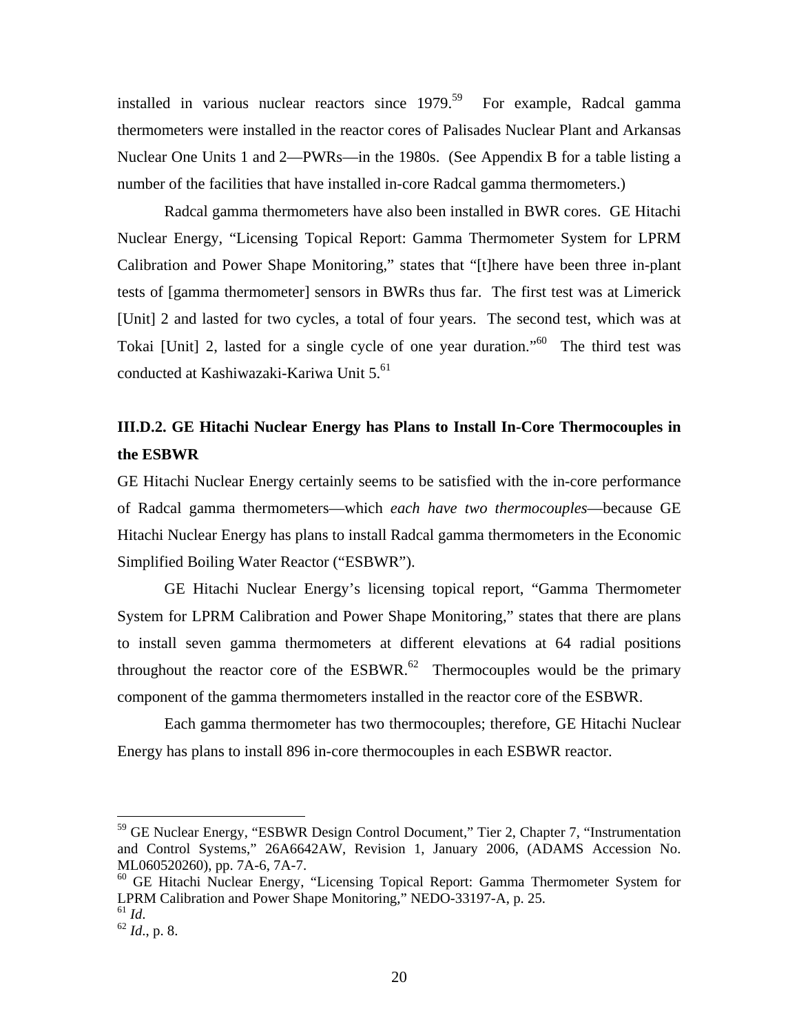installed in various nuclear reactors since 1979.[59] For example, Radcal gamma thermometers were installed in the reactor cores of Palisades Nuclear Plant and Arkansas Nuclear One Units 1 and 2—PWRs—in the 1980s. (See Appendix B for a table listing a number of the facilities that have installed in-core Radcal gamma thermometers.)

Radcal gamma thermometers have also been installed in BWR cores. GE Hitachi Nuclear Energy, "Licensing Topical Report: Gamma Thermometer System for LPRM Calibration and Power Shape Monitoring," states that "[t]here have been three in-plant tests of [gamma thermometer] sensors in BWRs thus far. The first test was at Limerick [Unit] 2 and lasted for two cycles, a total of four years. The second test, which was at Tokai [Unit] 2, lasted for a single cycle of one year duration."[60] The third test was conducted at Kashiwazaki-Kariwa Unit 5.[61]

### III.D.2. GE Hitachi Nuclear Energy has Plans to Install In-Core Thermocouples in the ESBWR

GE Hitachi Nuclear Energy certainly seems to be satisfied with the in-core performance of Radcal gamma thermometers—which *each have two thermocouples*—because GE Hitachi Nuclear Energy has plans to install Radcal gamma thermometers in the Economic Simplified Boiling Water Reactor ("ESBWR").

GE Hitachi Nuclear Energy's licensing topical report, "Gamma Thermometer System for LPRM Calibration and Power Shape Monitoring," states that there are plans to install seven gamma thermometers at different elevations at 64 radial positions throughout the reactor core of the ESBWR.[62] Thermocouples would be the primary component of the gamma thermometers installed in the reactor core of the ESBWR.

Each gamma thermometer has two thermocouples; therefore, GE Hitachi Nuclear Energy has plans to install 896 in-core thermocouples in each ESBWR reactor.

---

[59] GE Nuclear Energy, "ESBWR Design Control Document," Tier 2, Chapter 7, "Instrumentation and Control Systems," 26A6642AW, Revision 1, January 2006, (ADAMS Accession No. ML060520260), pp. 7A-6, 7A-7.

[60] GE Hitachi Nuclear Energy, "Licensing Topical Report: Gamma Thermometer System for LPRM Calibration and Power Shape Monitoring," NEDO-33197-A, p. 25.

[61] *Id*.

[62] *Id*., p. 8.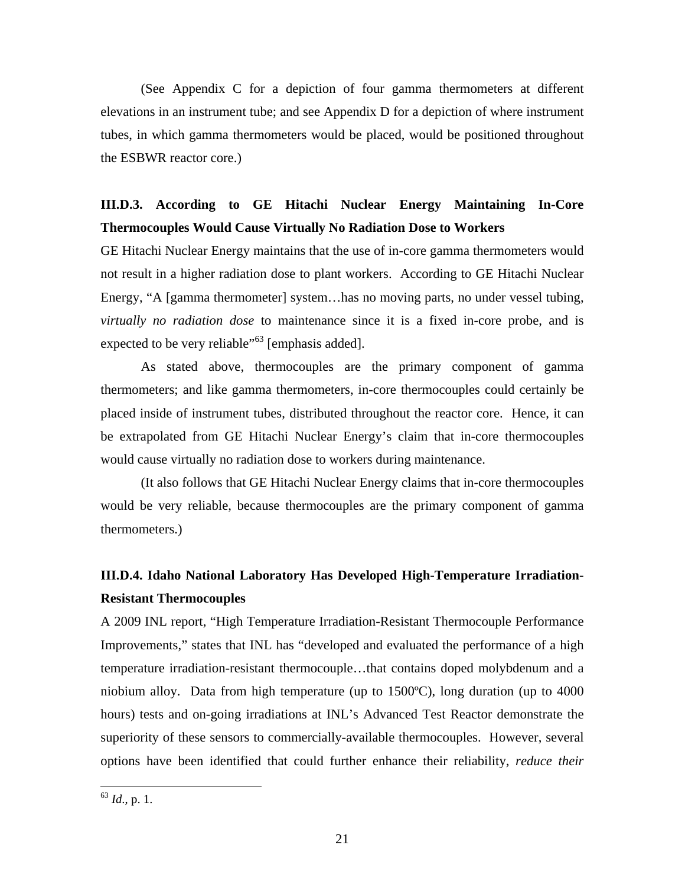(See Appendix C for a depiction of four gamma thermometers at different elevations in an instrument tube; and see Appendix D for a depiction of where instrument tubes, in which gamma thermometers would be placed, would be positioned throughout the ESBWR reactor core.)

### III.D.3. According to GE Hitachi Nuclear Energy Maintaining In-Core Thermocouples Would Cause Virtually No Radiation Dose to Workers

GE Hitachi Nuclear Energy maintains that the use of in-core gamma thermometers would not result in a higher radiation dose to plant workers. According to GE Hitachi Nuclear Energy, "A [gamma thermometer] system…has no moving parts, no under vessel tubing, *virtually no radiation dose* to maintenance since it is a fixed in-core probe, and is expected to be very reliable"[63] [emphasis added].

As stated above, thermocouples are the primary component of gamma thermometers; and like gamma thermometers, in-core thermocouples could certainly be placed inside of instrument tubes, distributed throughout the reactor core. Hence, it can be extrapolated from GE Hitachi Nuclear Energy's claim that in-core thermocouples would cause virtually no radiation dose to workers during maintenance.

(It also follows that GE Hitachi Nuclear Energy claims that in-core thermocouples would be very reliable, because thermocouples are the primary component of gamma thermometers.)

### III.D.4. Idaho National Laboratory Has Developed High-Temperature Irradiation-Resistant Thermocouples

A 2009 INL report, "High Temperature Irradiation-Resistant Thermocouple Performance Improvements," states that INL has "developed and evaluated the performance of a high temperature irradiation-resistant thermocouple…that contains doped molybdenum and a niobium alloy. Data from high temperature (up to 1500ºC), long duration (up to 4000 hours) tests and on-going irradiations at INL's Advanced Test Reactor demonstrate the superiority of these sensors to commercially-available thermocouples. However, several options have been identified that could further enhance their reliability, *reduce their*

[63] *Id*., p. 1.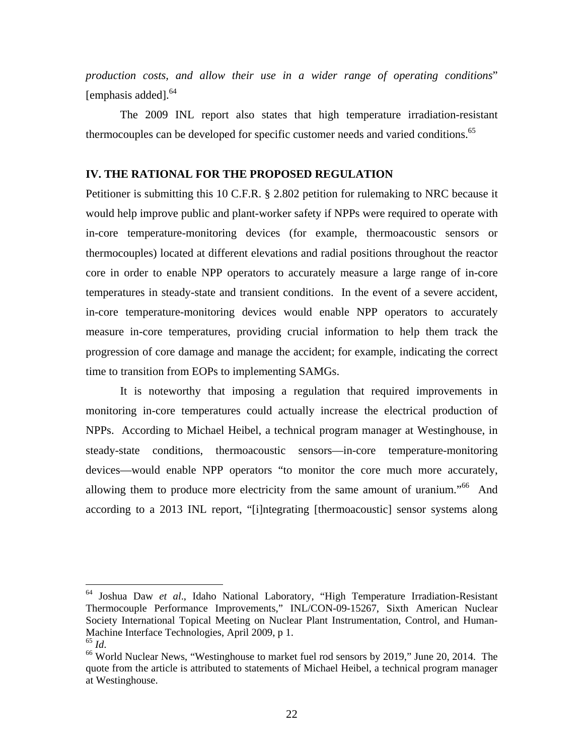*production costs, and allow their use in a wider range of operating conditions*" [emphasis added].[64]

The 2009 INL report also states that high temperature irradiation-resistant thermocouples can be developed for specific customer needs and varied conditions.[65]

## IV. THE RATIONAL FOR THE PROPOSED REGULATION

Petitioner is submitting this 10 C.F.R. § 2.802 petition for rulemaking to NRC because it would help improve public and plant-worker safety if NPPs were required to operate with in-core temperature-monitoring devices (for example, thermoacoustic sensors or thermocouples) located at different elevations and radial positions throughout the reactor core in order to enable NPP operators to accurately measure a large range of in-core temperatures in steady-state and transient conditions. In the event of a severe accident, in-core temperature-monitoring devices would enable NPP operators to accurately measure in-core temperatures, providing crucial information to help them track the progression of core damage and manage the accident; for example, indicating the correct time to transition from EOPs to implementing SAMGs.

It is noteworthy that imposing a regulation that required improvements in monitoring in-core temperatures could actually increase the electrical production of NPPs. According to Michael Heibel, a technical program manager at Westinghouse, in steady-state conditions, thermoacoustic sensors—in-core temperature-monitoring devices—would enable NPP operators "to monitor the core much more accurately, allowing them to produce more electricity from the same amount of uranium."[66] And according to a 2013 INL report, "[i]ntegrating [thermoacoustic] sensor systems along

---

[64] Joshua Daw *et al*., Idaho National Laboratory, "High Temperature Irradiation-Resistant Thermocouple Performance Improvements," INL/CON-09-15267, Sixth American Nuclear Society International Topical Meeting on Nuclear Plant Instrumentation, Control, and Human-Machine Interface Technologies, April 2009, p 1.

[65] *Id.*

[66] World Nuclear News, "Westinghouse to market fuel rod sensors by 2019," June 20, 2014. The quote from the article is attributed to statements of Michael Heibel, a technical program manager at Westinghouse.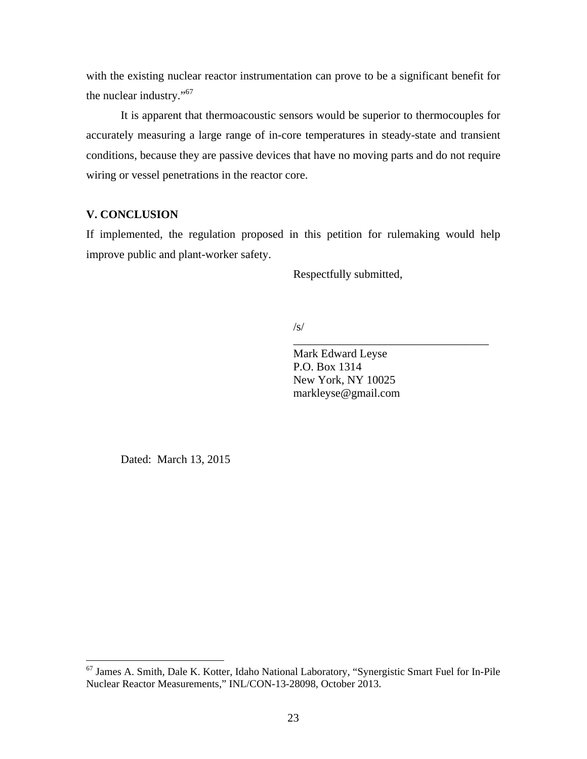with the existing nuclear reactor instrumentation can prove to be a significant benefit for the nuclear industry."[67]

It is apparent that thermoacoustic sensors would be superior to thermocouples for accurately measuring a large range of in-core temperatures in steady-state and transient conditions, because they are passive devices that have no moving parts and do not require wiring or vessel penetrations in the reactor core.

## V. CONCLUSION

If implemented, the regulation proposed in this petition for rulemaking would help improve public and plant-worker safety.

Respectfully submitted,

/s/
___________________________________
Mark Edward Leyse
P.O. Box 1314
New York, NY 10025
markleyse@gmail.com

Dated: March 13, 2015

---

[67] James A. Smith, Dale K. Kotter, Idaho National Laboratory, "Synergistic Smart Fuel for In-Pile Nuclear Reactor Measurements," INL/CON-13-28098, October 2013.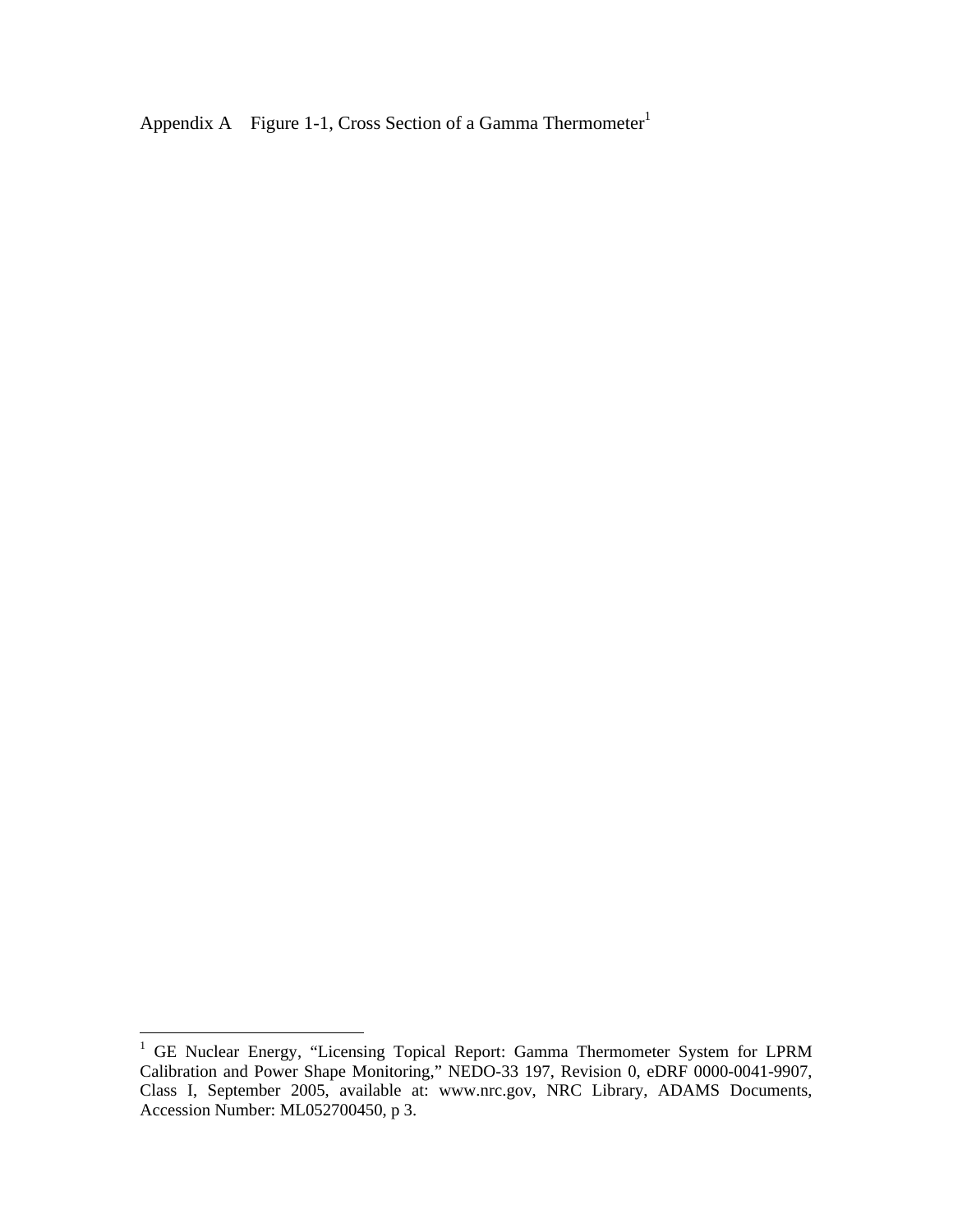Appendix A Figure 1-1, Cross Section of a Gamma Thermometer[1]

[1] GE Nuclear Energy, "Licensing Topical Report: Gamma Thermometer System for LPRM Calibration and Power Shape Monitoring," NEDO-33 197, Revision 0, eDRF 0000-0041-9907, Class I, September 2005, available at: www.nrc.gov, NRC Library, ADAMS Documents, Accession Number: ML052700450, p 3.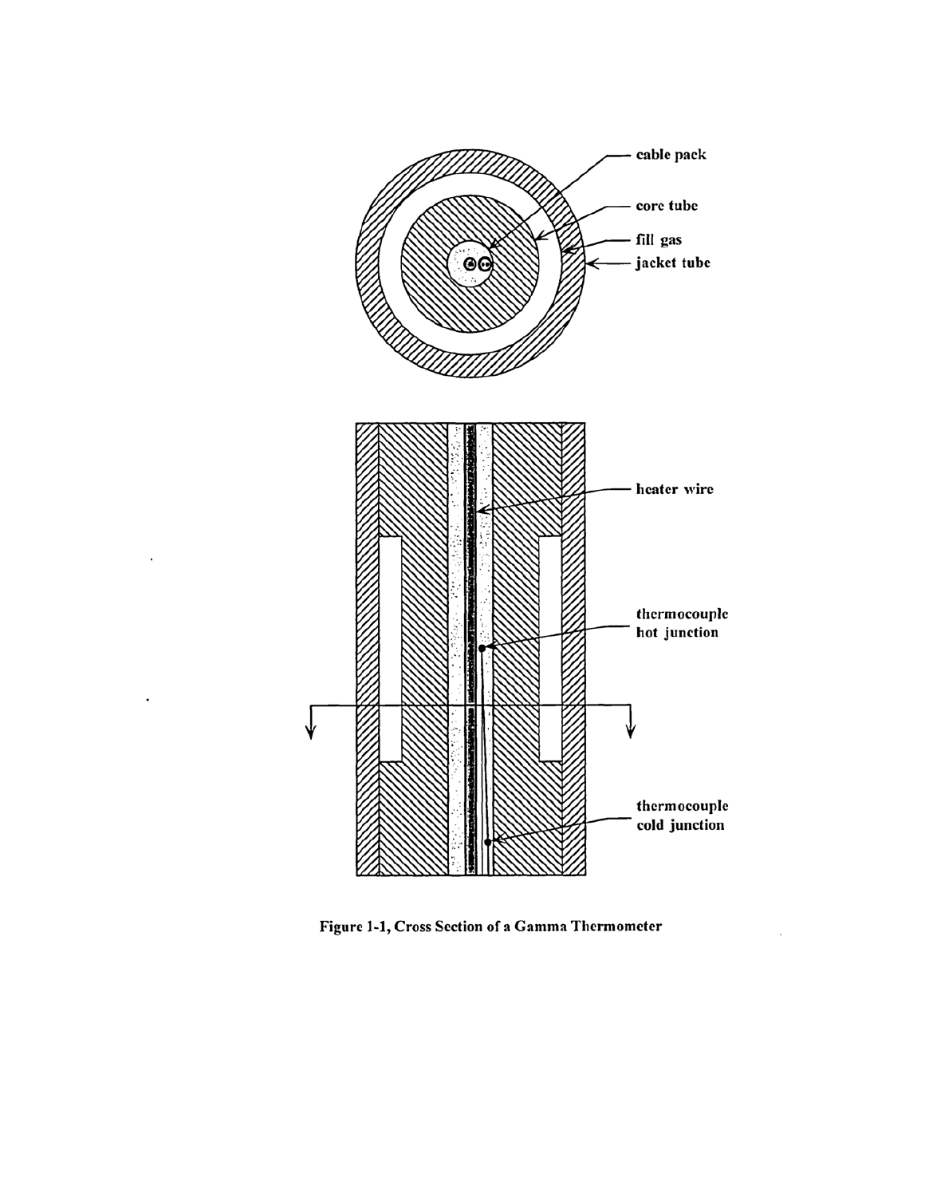cable pack

core tube

fill gas

jacket tube

heater wire

thermocouple hot junction

thermocouple cold junction

**Figure 1-1, Cross Section of a Gamma Thermometer**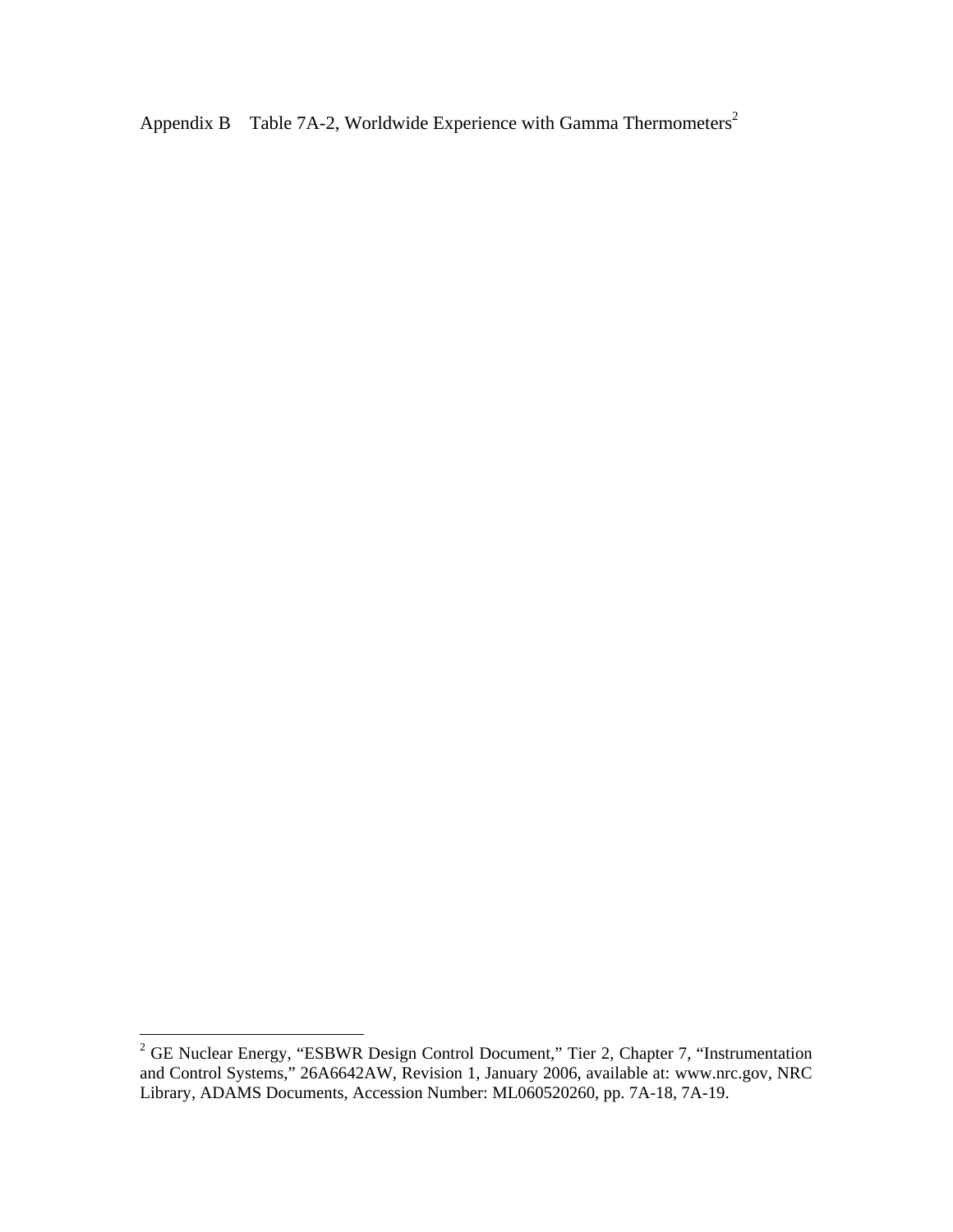Appendix B Table 7A-2, Worldwide Experience with Gamma Thermometers[2]

[2] GE Nuclear Energy, "ESBWR Design Control Document," Tier 2, Chapter 7, "Instrumentation and Control Systems," 26A6642AW, Revision 1, January 2006, available at: www.nrc.gov, NRC Library, ADAMS Documents, Accession Number: ML060520260, pp. 7A-18, 7A-19.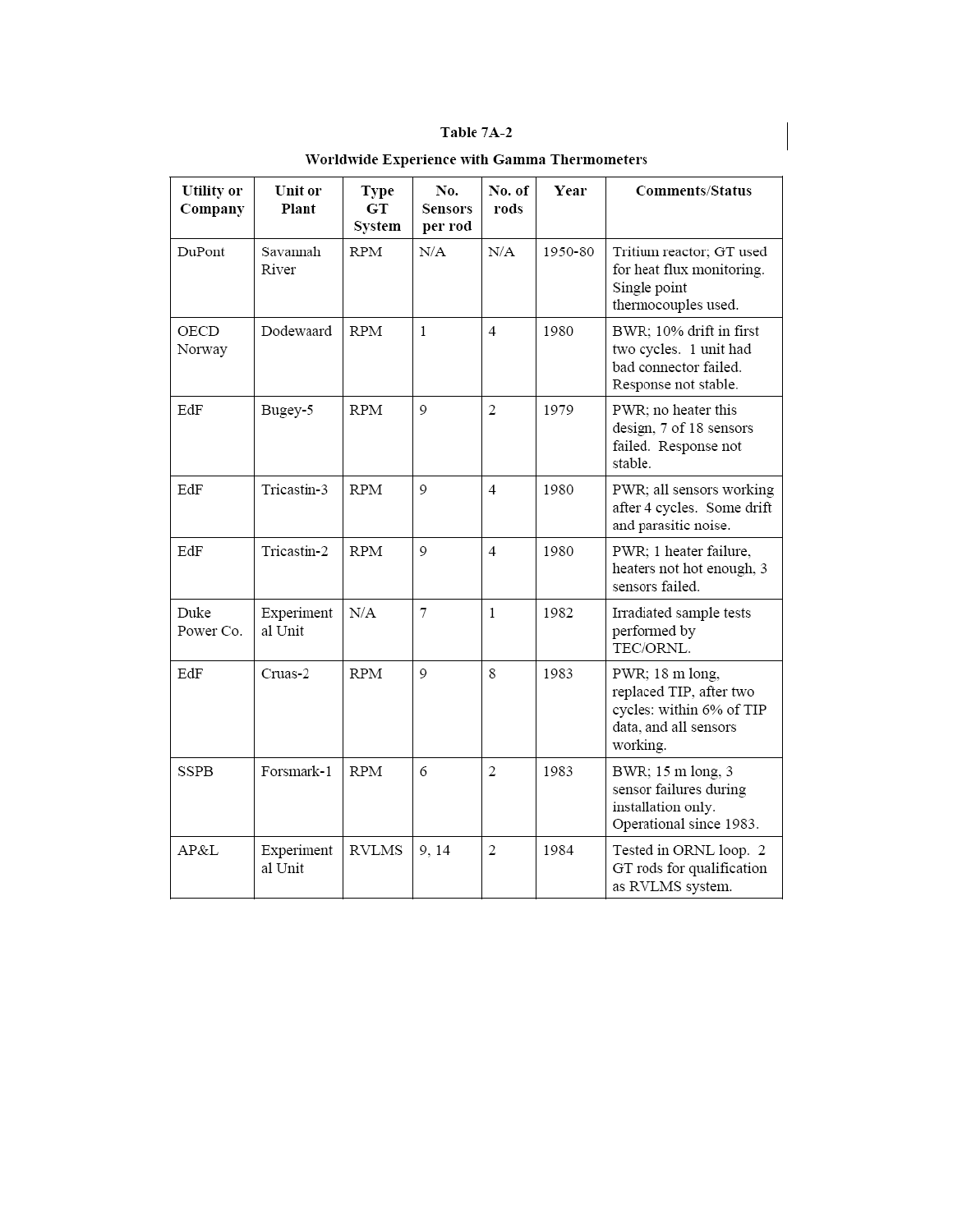**Table 7A-2**

**Worldwide Experience with Gamma Thermometers**

| Utility or Company | Unit or Plant | Type GT System | No. Sensors per rod | No. of rods | Year | Comments/Status |
|---|---|---|---|---|---|---|
| DuPont | Savannah River | RPM | N/A | N/A | 1950-80 | Tritium reactor; GT used for heat flux monitoring. Single point thermocouples used. |
| OECD Norway | Dodewaard | RPM | 1 | 4 | 1980 | BWR; 10% drift in first two cycles. 1 unit had bad connector failed. Response not stable. |
| EdF | Bugey-5 | RPM | 9 | 2 | 1979 | PWR; no heater this design, 7 of 18 sensors failed. Response not stable. |
| EdF | Tricastin-3 | RPM | 9 | 4 | 1980 | PWR; all sensors working after 4 cycles. Some drift and parasitic noise. |
| EdF | Tricastin-2 | RPM | 9 | 4 | 1980 | PWR; 1 heater failure, heaters not hot enough, 3 sensors failed. |
| Duke Power Co. | Experimental Unit | N/A | 7 | 1 | 1982 | Irradiated sample tests performed by TEC/ORNL. |
| EdF | Cruas-2 | RPM | 9 | 8 | 1983 | PWR; 18 m long, replaced TIP, after two cycles: within 6% of TIP data, and all sensors working. |
| SSPB | Forsmark-1 | RPM | 6 | 2 | 1983 | BWR; 15 m long, 3 sensor failures during installation only. Operational since 1983. |
| AP&L | Experimental Unit | RVLMS | 9, 14 | 2 | 1984 | Tested in ORNL loop. 2 GT rods for qualification as RVLMS system. |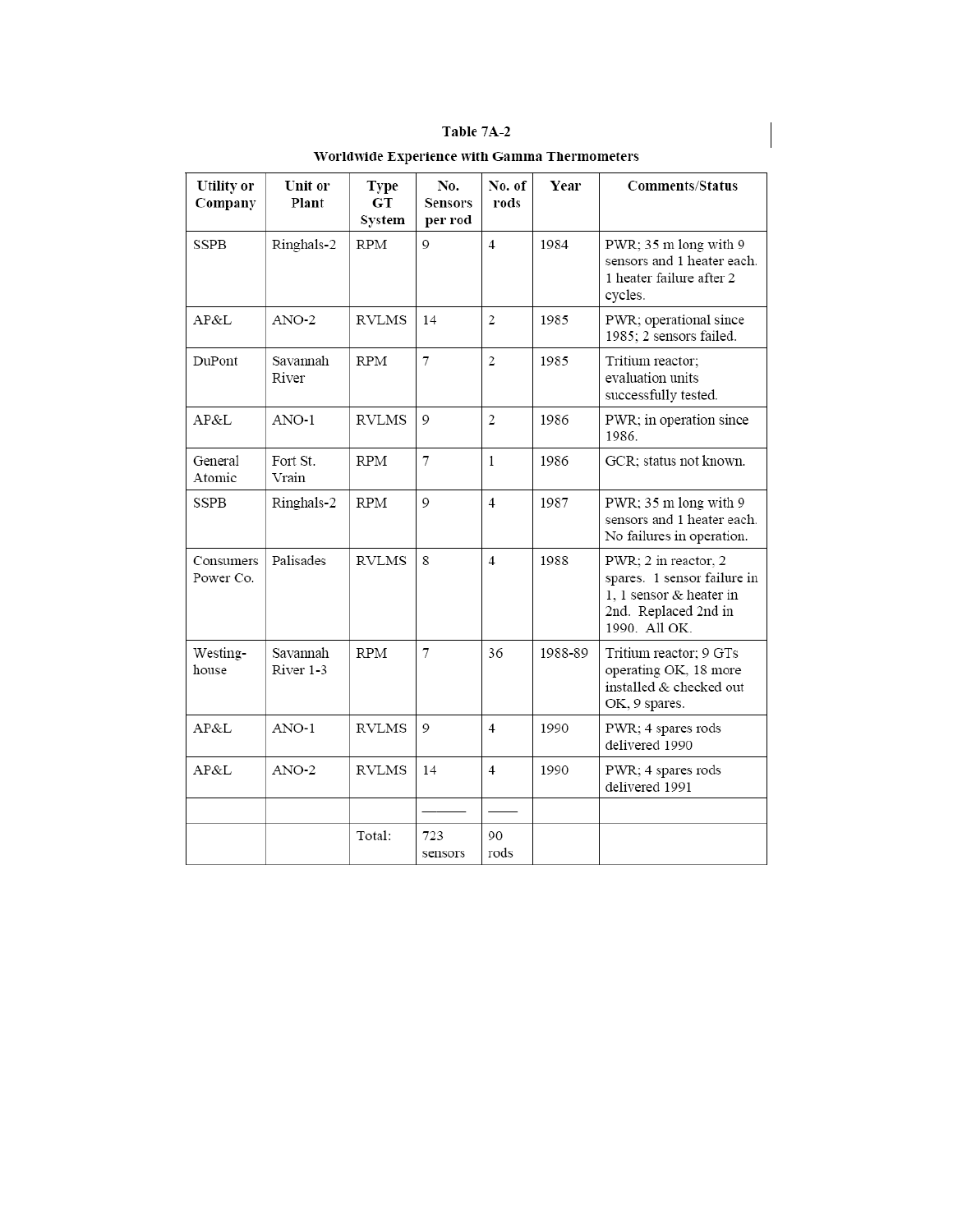**Table 7A-2**

**Worldwide Experience with Gamma Thermometers**

| Utility or Company | Unit or Plant | Type GT System | No. Sensors per rod | No. of rods | Year | Comments/Status |
|---|---|---|---|---|---|---|
| SSPB | Ringhals-2 | RPM | 9 | 4 | 1984 | PWR; 35 m long with 9 sensors and 1 heater each. 1 heater failure after 2 cycles. |
| AP&L | ANO-2 | RVLMS | 14 | 2 | 1985 | PWR; operational since 1985; 2 sensors failed. |
| DuPont | Savannah River | RPM | 7 | 2 | 1985 | Tritium reactor; evaluation units successfully tested. |
| AP&L | ANO-1 | RVLMS | 9 | 2 | 1986 | PWR; in operation since 1986. |
| General Atomic | Fort St. Vrain | RPM | 7 | 1 | 1986 | GCR; status not known. |
| SSPB | Ringhals-2 | RPM | 9 | 4 | 1987 | PWR; 35 m long with 9 sensors and 1 heater each. No failures in operation. |
| Consumers Power Co. | Palisades | RVLMS | 8 | 4 | 1988 | PWR; 2 in reactor, 2 spares. 1 sensor failure in 1, 1 sensor & heater in 2nd. Replaced 2nd in 1990. All OK. |
| Westing-house | Savannah River 1-3 | RPM | 7 | 36 | 1988-89 | Tritium reactor; 9 GTs operating OK, 18 more installed & checked out OK, 9 spares. |
| AP&L | ANO-1 | RVLMS | 9 | 4 | 1990 | PWR; 4 spares rods delivered 1990 |
| AP&L | ANO-2 | RVLMS | 14 | 4 | 1990 | PWR; 4 spares rods delivered 1991 |
| | | | ______ | ____ | | |
| | | Total: | 723 sensors | 90 rods | | |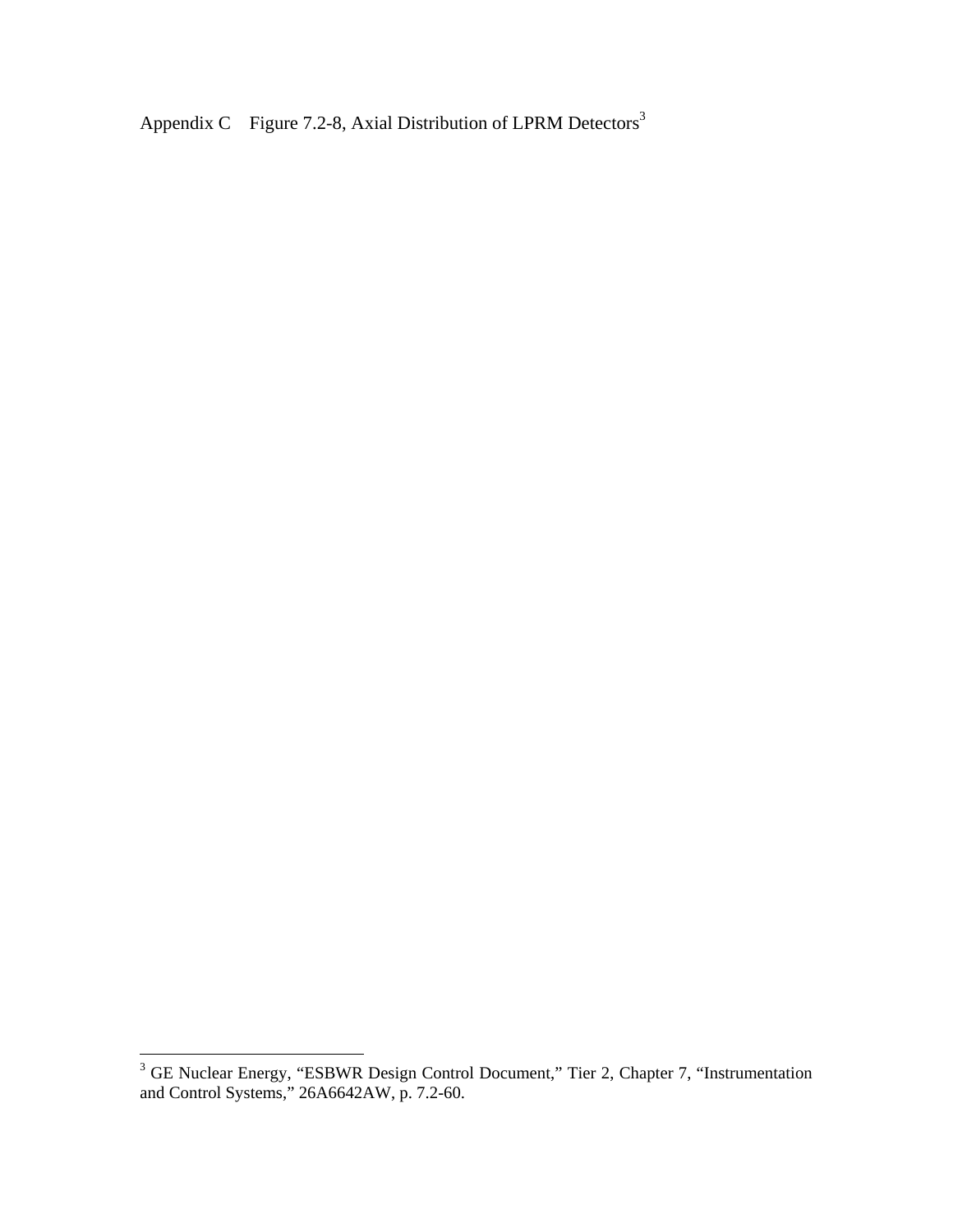Appendix C Figure 7.2-8, Axial Distribution of LPRM Detectors[3]

[3] GE Nuclear Energy, "ESBWR Design Control Document," Tier 2, Chapter 7, "Instrumentation and Control Systems," 26A6642AW, p. 7.2-60.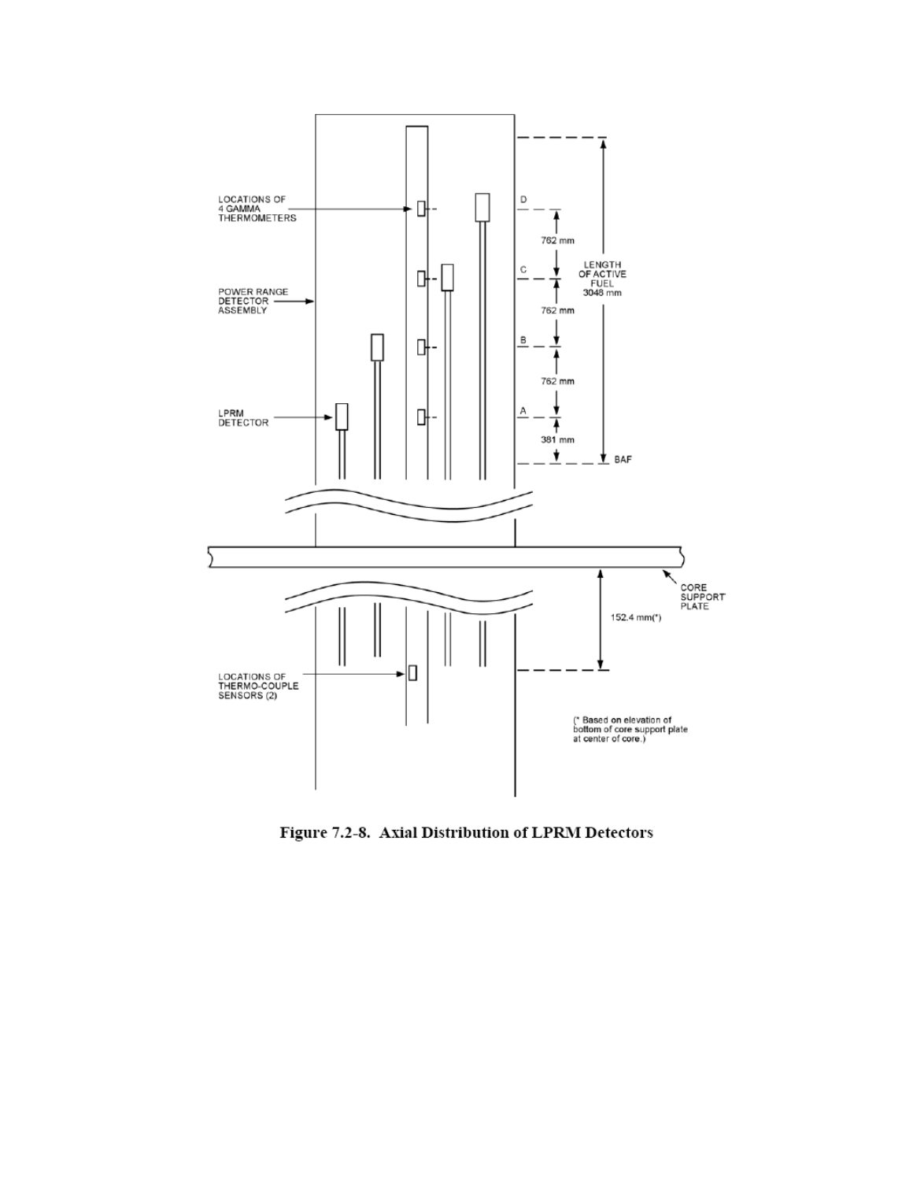**Figure 7.2-8. Axial Distribution of LPRM Detectors**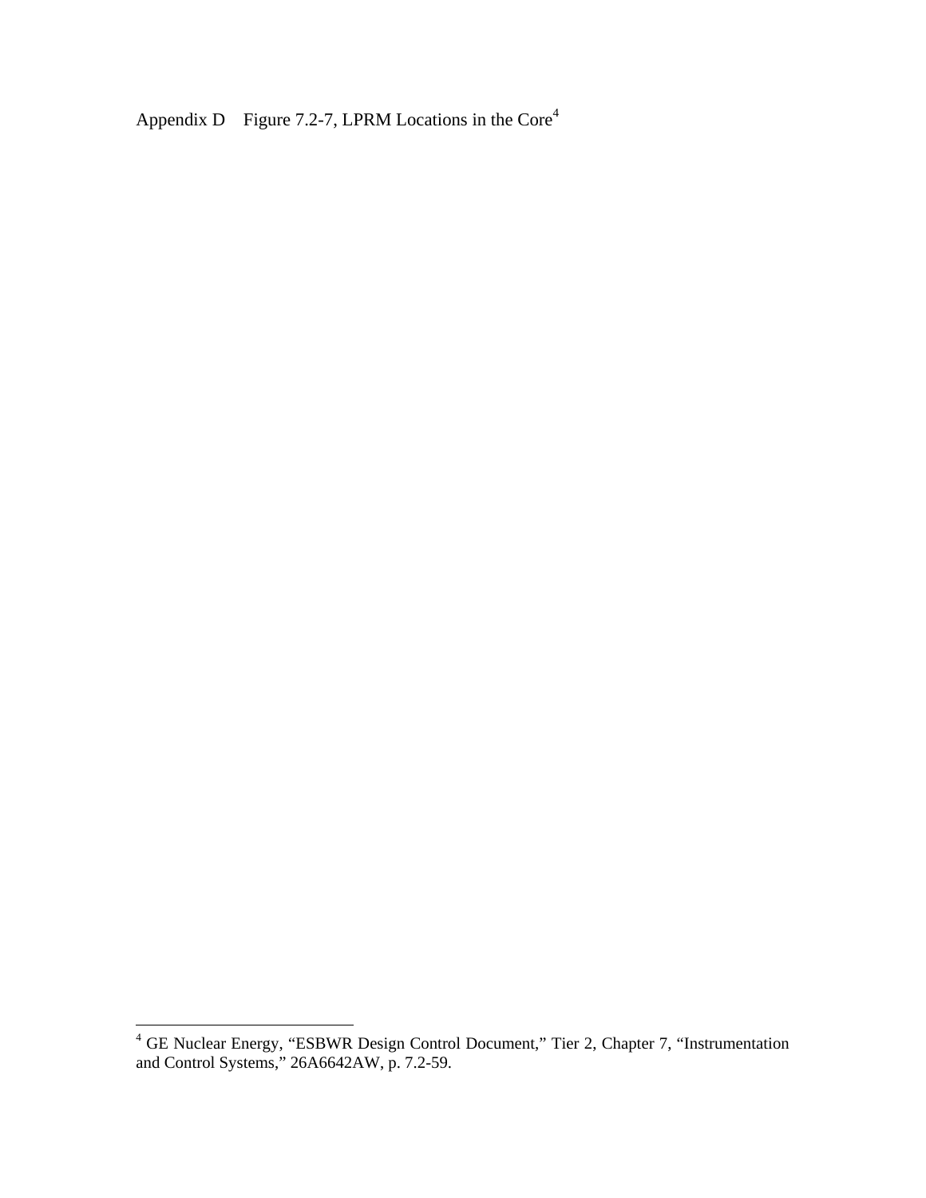Appendix D Figure 7.2-7, LPRM Locations in the Core[4]

---

[4] GE Nuclear Energy, "ESBWR Design Control Document," Tier 2, Chapter 7, "Instrumentation and Control Systems," 26A6642AW, p. 7.2-59.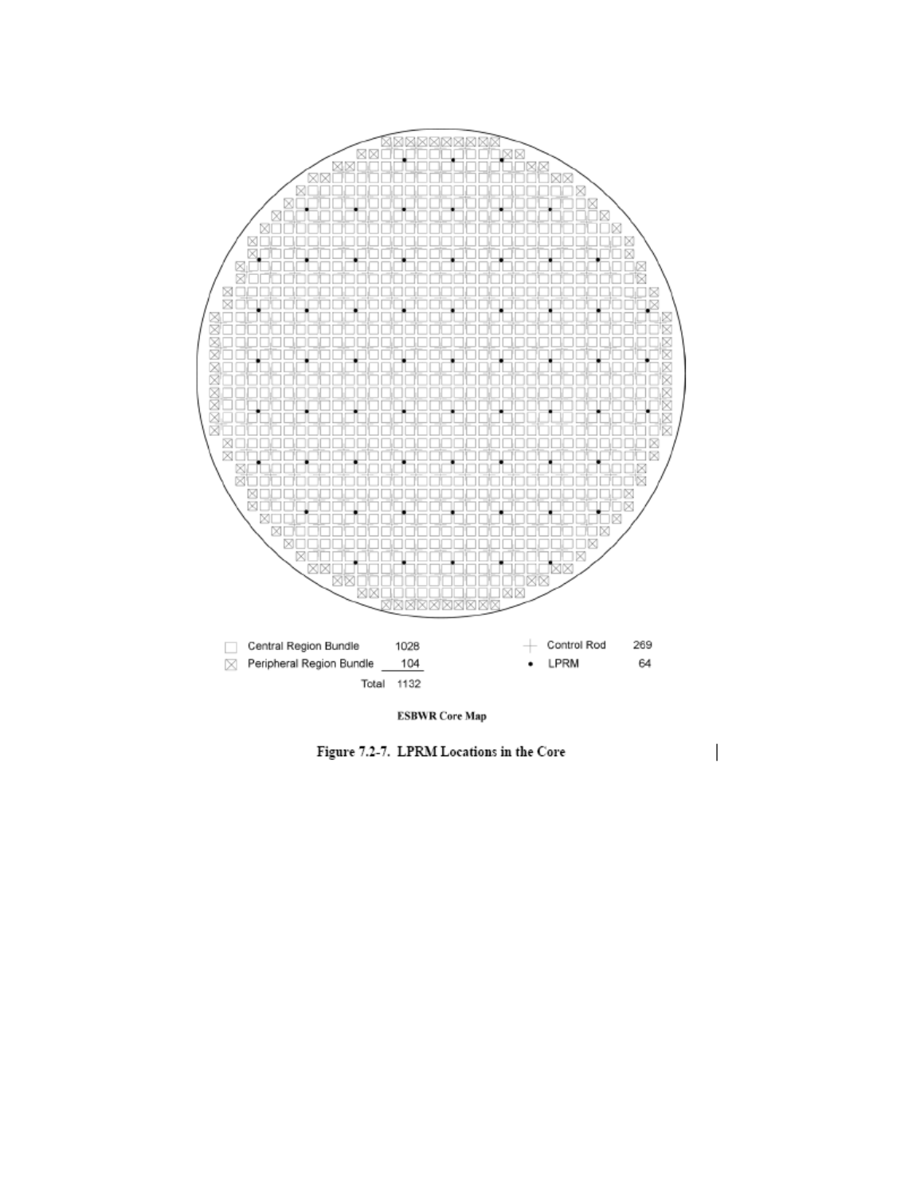Central Region Bundle 1028

Peripheral Region Bundle 104

Total 1132

Control Rod 269

LPRM 64

**ESBWR Core Map**

**Figure 7.2-7. LPRM Locations in the Core**